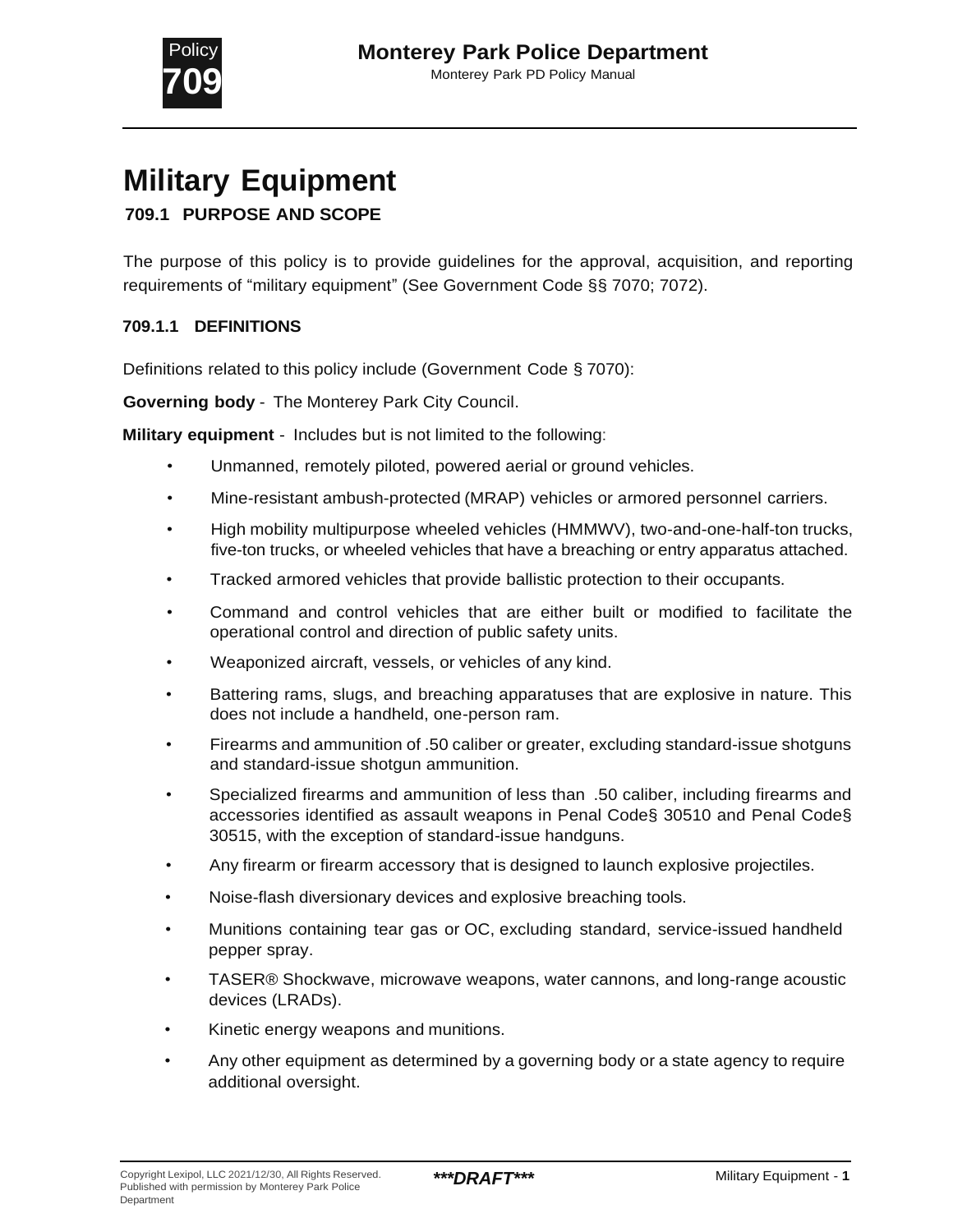# Military Equipment

## 709.1 PURPOSE AND SCOPE

The purpose of this policy is to provide guidelines for the approval, acquisition, and reporting requirements of "military equipment" (See Government Code §§ 7070; 7072).

### 709.1.1 DEFINITIONS

Definitions related to this policy include (Government Code § 7070):

**Governing body** - The Monterey Park City Council.

**Military equipment** - Includes but is not limited to the following:

- Unmanned, remotely piloted, powered aerial or ground vehicles.
- Mine-resistant ambush-protected (MRAP) vehicles or armored personnel carriers.
- High mobility multipurpose wheeled vehicles (HMMWV), two-and-one-half-ton trucks, five-ton trucks, or wheeled vehicles that have a breaching or entry apparatus attached.
- Tracked armored vehicles that provide ballistic protection to their occupants.
- Command and control vehicles that are either built or modified to facilitate the operational control and direction of public safety units.
- Weaponized aircraft, vessels, or vehicles of any kind.
- Battering rams, slugs, and breaching apparatuses that are explosive in nature. This does not include a handheld, one-person ram.
- Firearms and ammunition of .50 caliber or greater, excluding standard-issue shotguns and standard-issue shotgun ammunition.
- Specialized firearms and ammunition of less than .50 caliber, including firearms and accessories identified as assault weapons in Penal Code§ 30510 and Penal Code§ 30515, with the exception of standard-issue handguns.
- Any firearm or firearm accessory that is designed to launch explosive projectiles.
- Noise-flash diversionary devices and explosive breaching tools.
- Munitions containing tear gas or OC, excluding standard, service-issued handheld pepper spray.
- TASER® Shockwave, microwave weapons, water cannons, and long-range acoustic devices (LRADs).
- Kinetic energy weapons and munitions.
- Any other equipment as determined by a governing body or a state agency to require additional oversight.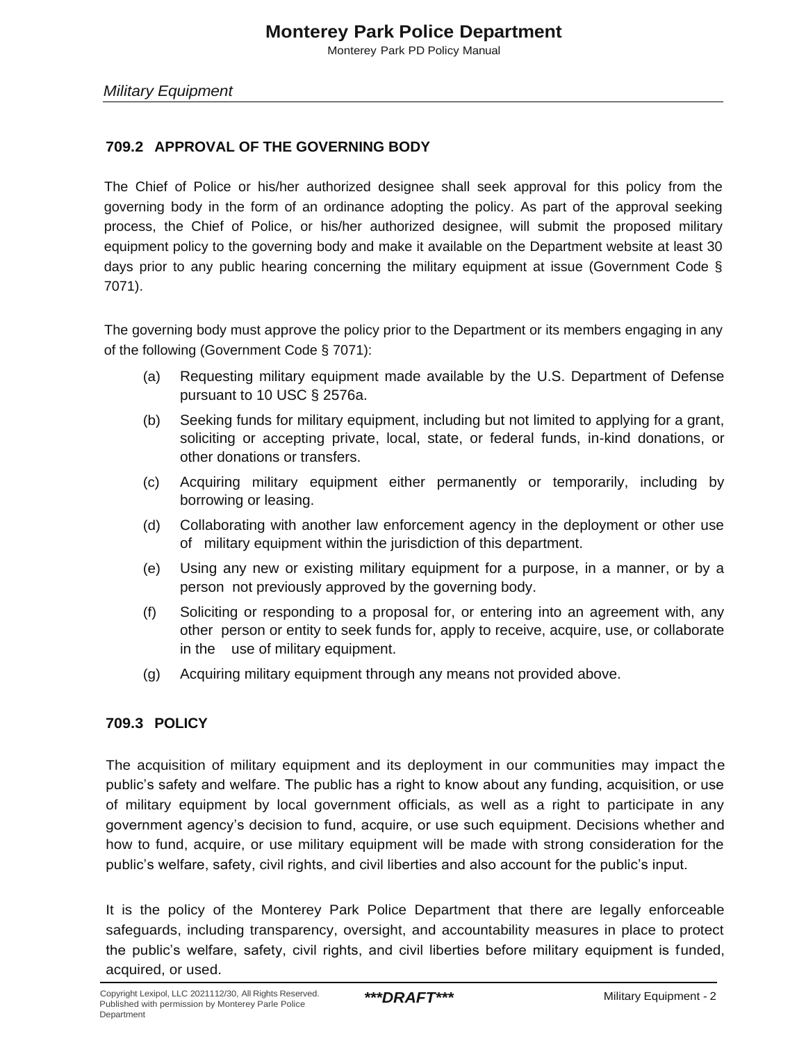## 709.2 APPROVAL OF THE GOVERNING BODY

The Chief of Police or his/her authorized designee shall seek approval for this policy from the governing body in the form of an ordinance adopting the policy. As part of the approval seeking process, the Chief of Police, or his/her authorized designee, will submit the proposed military equipment policy to the governing body and make it available on the Department website at least 30 days prior to any public hearing concerning the military equipment at issue (Government Code § 7071).

The governing body must approve the policy prior to the Department or its members engaging in any of the following (Government Code § 7071):

(a) Requesting military equipment made available by the U.S. Department of Defense pursuant to 10 USC § 2576a.

(b) Seeking funds for military equipment, including but not limited to applying for a grant, soliciting or accepting private, local, state, or federal funds, in-kind donations, or other donations or transfers.

(c) Acquiring military equipment either permanently or temporarily, including by borrowing or leasing.

(d) Collaborating with another law enforcement agency in the deployment or other use of military equipment within the jurisdiction of this department.

(e) Using any new or existing military equipment for a purpose, in a manner, or by a person not previously approved by the governing body.

(f) Soliciting or responding to a proposal for, or entering into an agreement with, any other person or entity to seek funds for, apply to receive, acquire, use, or collaborate in the use of military equipment.

(g) Acquiring military equipment through any means not provided above.

## 709.3 POLICY

The acquisition of military equipment and its deployment in our communities may impact the public's safety and welfare. The public has a right to know about any funding, acquisition, or use of military equipment by local government officials, as well as a right to participate in any government agency's decision to fund, acquire, or use such equipment. Decisions whether and how to fund, acquire, or use military equipment will be made with strong consideration for the public's welfare, safety, civil rights, and civil liberties and also account for the public's input.

It is the policy of the Monterey Park Police Department that there are legally enforceable safeguards, including transparency, oversight, and accountability measures in place to protect the public's welfare, safety, civil rights, and civil liberties before military equipment is funded, acquired, or used.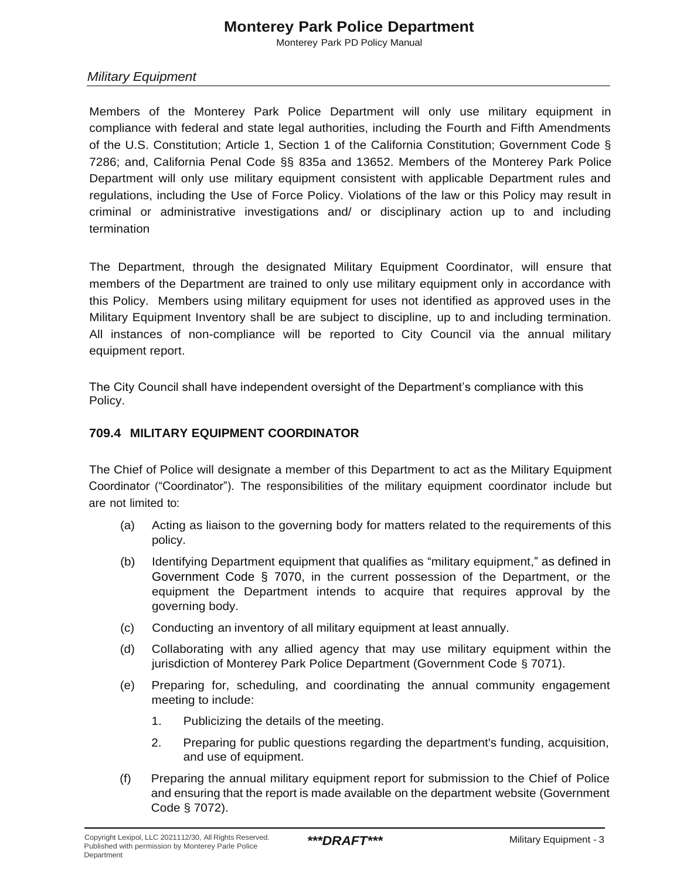*Military Equipment*

Members of the Monterey Park Police Department will only use military equipment in compliance with federal and state legal authorities, including the Fourth and Fifth Amendments of the U.S. Constitution; Article 1, Section 1 of the California Constitution; Government Code § 7286; and, California Penal Code §§ 835a and 13652. Members of the Monterey Park Police Department will only use military equipment consistent with applicable Department rules and regulations, including the Use of Force Policy. Violations of the law or this Policy may result in criminal or administrative investigations and/ or disciplinary action up to and including termination

The Department, through the designated Military Equipment Coordinator, will ensure that members of the Department are trained to only use military equipment only in accordance with this Policy. Members using military equipment for uses not identified as approved uses in the Military Equipment Inventory shall be are subject to discipline, up to and including termination. All instances of non-compliance will be reported to City Council via the annual military equipment report.

The City Council shall have independent oversight of the Department's compliance with this Policy.

### 709.4 MILITARY EQUIPMENT COORDINATOR

The Chief of Police will designate a member of this Department to act as the Military Equipment Coordinator ("Coordinator"). The responsibilities of the military equipment coordinator include but are not limited to:

(a) Acting as liaison to the governing body for matters related to the requirements of this policy.

(b) Identifying Department equipment that qualifies as "military equipment," as defined in Government Code § 7070, in the current possession of the Department, or the equipment the Department intends to acquire that requires approval by the governing body.

(c) Conducting an inventory of all military equipment at least annually.

(d) Collaborating with any allied agency that may use military equipment within the jurisdiction of Monterey Park Police Department (Government Code § 7071).

(e) Preparing for, scheduling, and coordinating the annual community engagement meeting to include:

1. Publicizing the details of the meeting.
2. Preparing for public questions regarding the department's funding, acquisition, and use of equipment.

(f) Preparing the annual military equipment report for submission to the Chief of Police and ensuring that the report is made available on the department website (Government Code § 7072).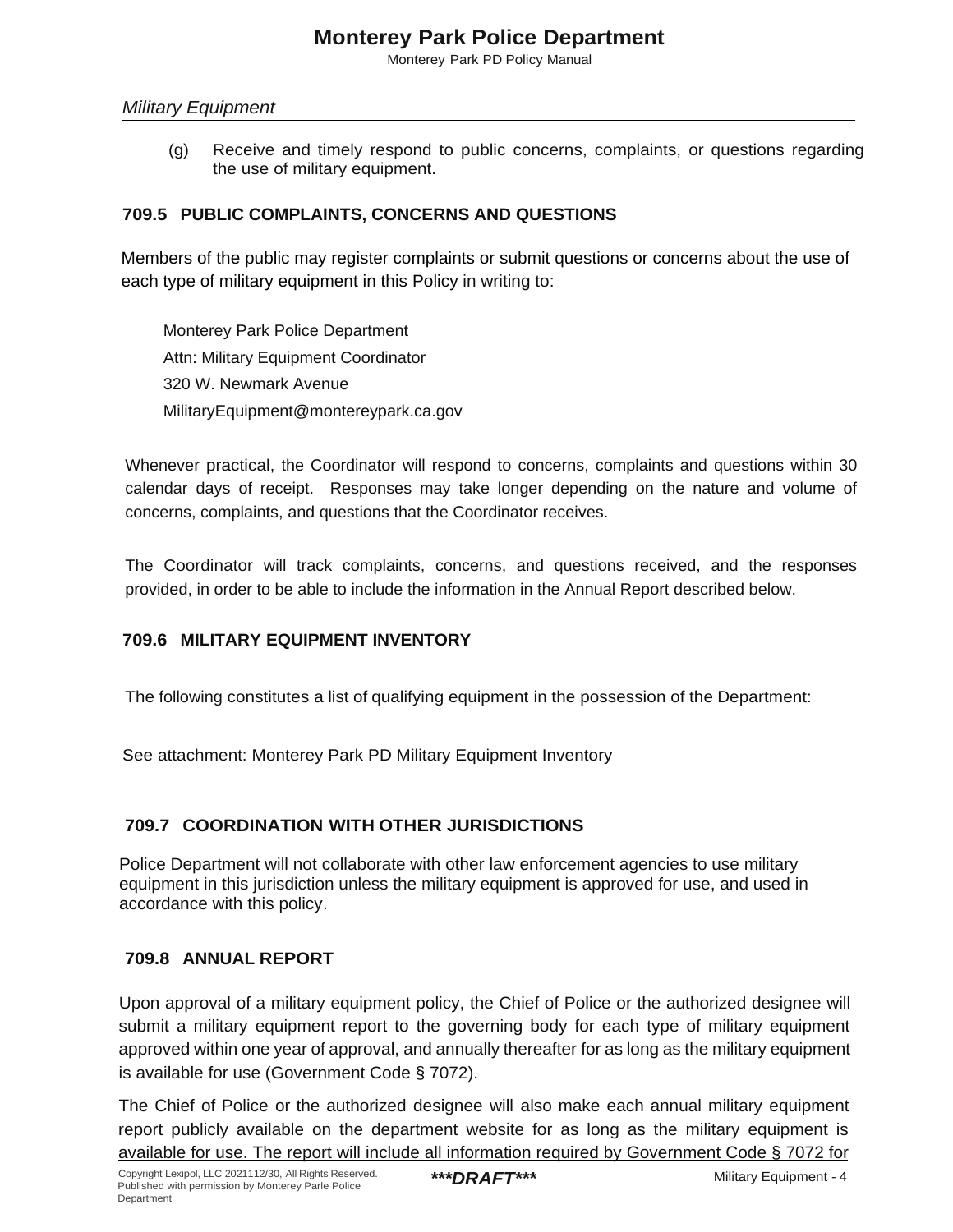(g) Receive and timely respond to public concerns, complaints, or questions regarding the use of military equipment.

### 709.5 PUBLIC COMPLAINTS, CONCERNS AND QUESTIONS

Members of the public may register complaints or submit questions or concerns about the use of each type of military equipment in this Policy in writing to:

Monterey Park Police Department
Attn: Military Equipment Coordinator
320 W. Newmark Avenue
MilitaryEquipment@montereypark.ca.gov

Whenever practical, the Coordinator will respond to concerns, complaints and questions within 30 calendar days of receipt. Responses may take longer depending on the nature and volume of concerns, complaints, and questions that the Coordinator receives.

The Coordinator will track complaints, concerns, and questions received, and the responses provided, in order to be able to include the information in the Annual Report described below.

### 709.6 MILITARY EQUIPMENT INVENTORY

The following constitutes a list of qualifying equipment in the possession of the Department:

See attachment: Monterey Park PD Military Equipment Inventory

### 709.7 COORDINATION WITH OTHER JURISDICTIONS

Police Department will not collaborate with other law enforcement agencies to use military equipment in this jurisdiction unless the military equipment is approved for use, and used in accordance with this policy.

### 709.8 ANNUAL REPORT

Upon approval of a military equipment policy, the Chief of Police or the authorized designee will submit a military equipment report to the governing body for each type of military equipment approved within one year of approval, and annually thereafter for as long as the military equipment is available for use (Government Code § 7072).

The Chief of Police or the authorized designee will also make each annual military equipment report publicly available on the department website for as long as the military equipment is available for use. The report will include all information required by Government Code § 7072 for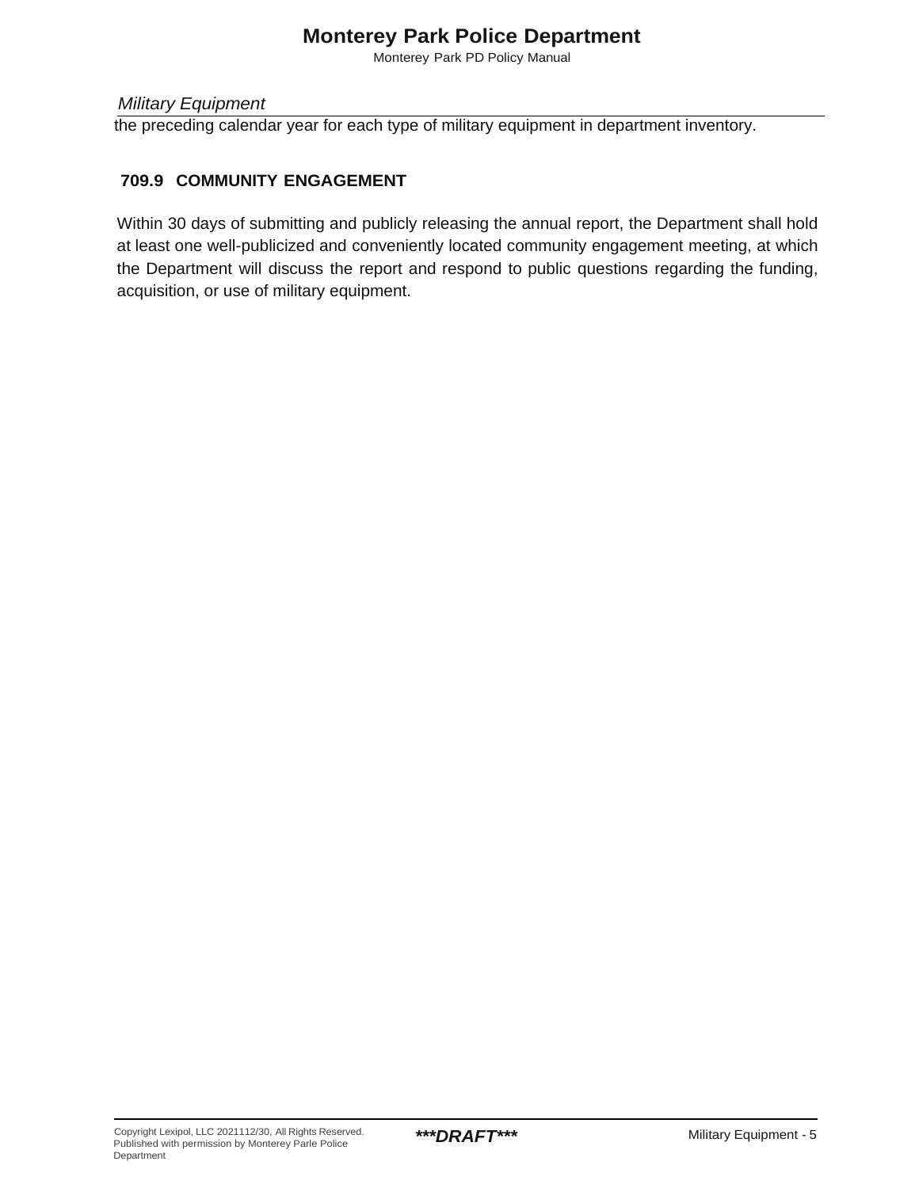the preceding calendar year for each type of military equipment in department inventory.

### 709.9 COMMUNITY ENGAGEMENT

Within 30 days of submitting and publicly releasing the annual report, the Department shall hold at least one well-publicized and conveniently located community engagement meeting, at which the Department will discuss the report and respond to public questions regarding the funding, acquisition, or use of military equipment.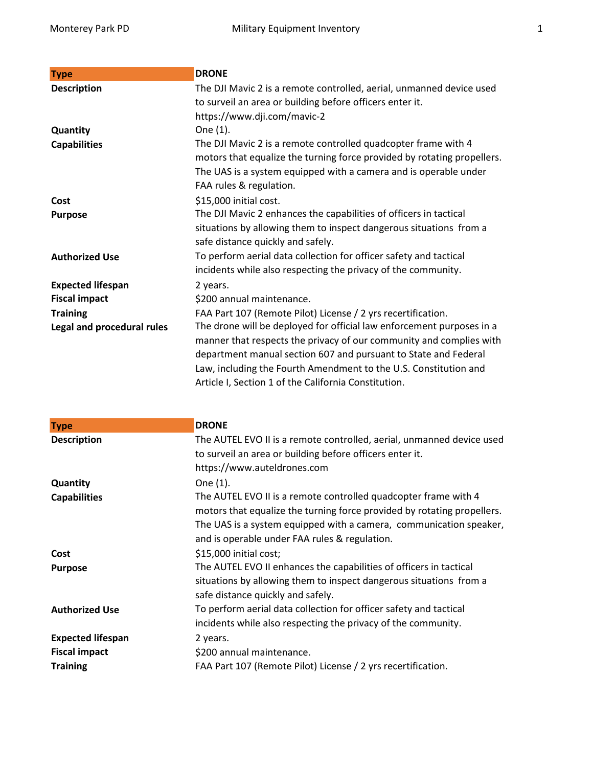| Type | DRONE |
| --- | --- |
| **Description** | The DJI Mavic 2 is a remote controlled, aerial, unmanned device used to surveil an area or building before officers enter it. https://www.dji.com/mavic-2 |
| **Quantity** | One (1). |
| **Capabilities** | The DJI Mavic 2 is a remote controlled quadcopter frame with 4 motors that equalize the turning force provided by rotating propellers. The UAS is a system equipped with a camera and is operable under FAA rules & regulation. |
| **Cost** | $15,000 initial cost. |
| **Purpose** | The DJI Mavic 2 enhances the capabilities of officers in tactical situations by allowing them to inspect dangerous situations from a safe distance quickly and safely. |
| **Authorized Use** | To perform aerial data collection for officer safety and tactical incidents while also respecting the privacy of the community. |
| **Expected lifespan** | 2 years. |
| **Fiscal impact** | $200 annual maintenance. |
| **Training** | FAA Part 107 (Remote Pilot) License / 2 yrs recertification. |
| **Legal and procedural rules** | The drone will be deployed for official law enforcement purposes in a manner that respects the privacy of our community and complies with department manual section 607 and pursuant to State and Federal Law, including the Fourth Amendment to the U.S. Constitution and Article I, Section 1 of the California Constitution. |

| Type | DRONE |
| --- | --- |
| **Description** | The AUTEL EVO II is a remote controlled, aerial, unmanned device used to surveil an area or building before officers enter it. https://www.auteldrones.com |
| **Quantity** | One (1). |
| **Capabilities** | The AUTEL EVO II is a remote controlled quadcopter frame with 4 motors that equalize the turning force provided by rotating propellers. The UAS is a system equipped with a camera, communication speaker, and is operable under FAA rules & regulation. |
| **Cost** | $15,000 initial cost; |
| **Purpose** | The AUTEL EVO II enhances the capabilities of officers in tactical situations by allowing them to inspect dangerous situations from a safe distance quickly and safely. |
| **Authorized Use** | To perform aerial data collection for officer safety and tactical incidents while also respecting the privacy of the community. |
| **Expected lifespan** | 2 years. |
| **Fiscal impact** | $200 annual maintenance. |
| **Training** | FAA Part 107 (Remote Pilot) License / 2 yrs recertification. |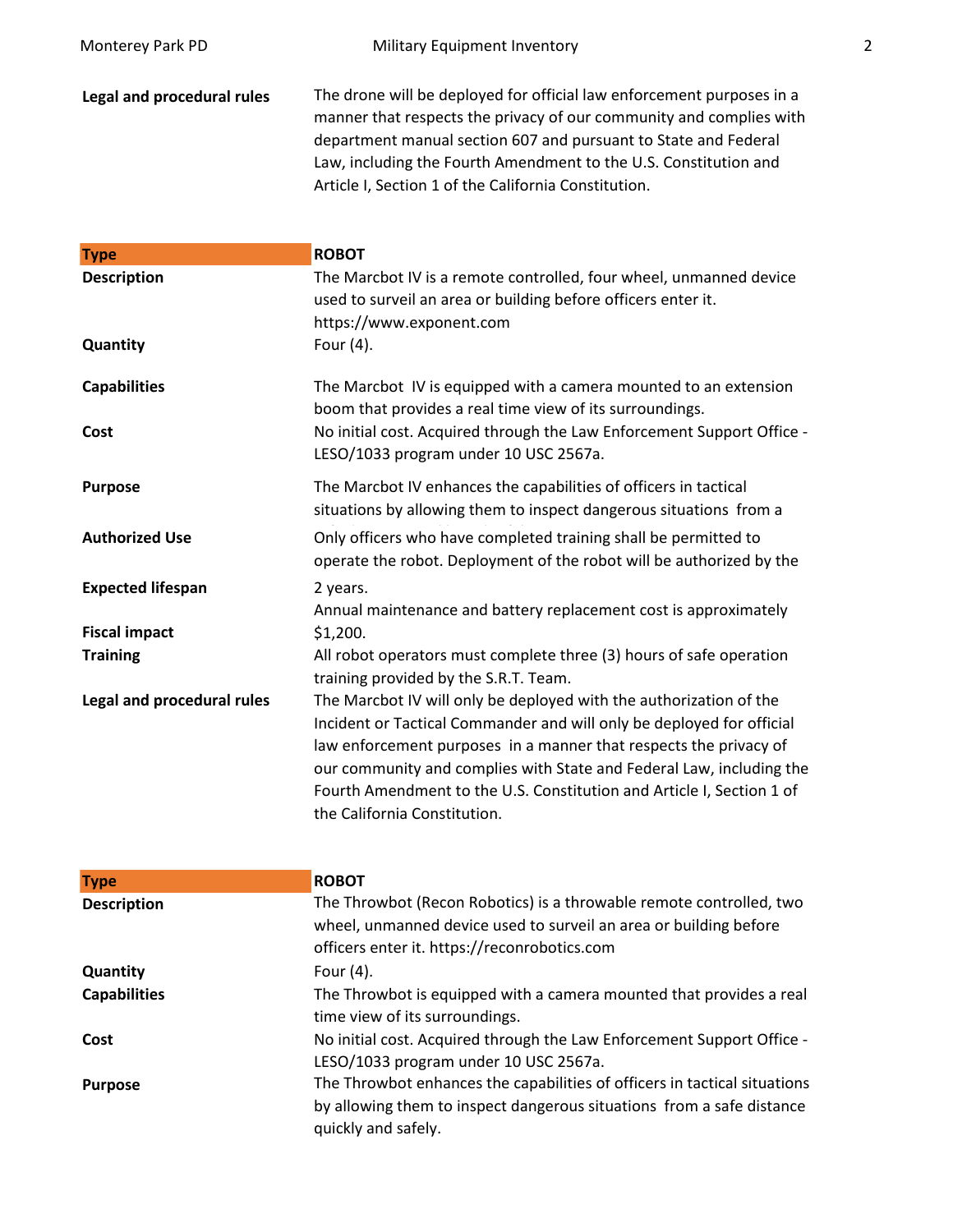| | |
|---|---|
| **Legal and procedural rules** | The drone will be deployed for official law enforcement purposes in a manner that respects the privacy of our community and complies with department manual section 607 and pursuant to State and Federal Law, including the Fourth Amendment to the U.S. Constitution and Article I, Section 1 of the California Constitution. |

| **Type** | **ROBOT** |
|---|---|
| **Description** | The Marcbot IV is a remote controlled, four wheel, unmanned device used to surveil an area or building before officers enter it. https://www.exponent.com |
| **Quantity** | Four (4). |
| **Capabilities** | The Marcbot IV is equipped with a camera mounted to an extension boom that provides a real time view of its surroundings. |
| **Cost** | No initial cost. Acquired through the Law Enforcement Support Office - LESO/1033 program under 10 USC 2567a. |
| **Purpose** | The Marcbot IV enhances the capabilities of officers in tactical situations by allowing them to inspect dangerous situations from a |
| **Authorized Use** | Only officers who have completed training shall be permitted to operate the robot. Deployment of the robot will be authorized by the |
| **Expected lifespan** | 2 years. |
| **Fiscal impact** | Annual maintenance and battery replacement cost is approximately $1,200. |
| **Training** | All robot operators must complete three (3) hours of safe operation training provided by the S.R.T. Team. |
| **Legal and procedural rules** | The Marcbot IV will only be deployed with the authorization of the Incident or Tactical Commander and will only be deployed for official law enforcement purposes in a manner that respects the privacy of our community and complies with State and Federal Law, including the Fourth Amendment to the U.S. Constitution and Article I, Section 1 of the California Constitution. |

| **Type** | **ROBOT** |
|---|---|
| **Description** | The Throwbot (Recon Robotics) is a throwable remote controlled, two wheel, unmanned device used to surveil an area or building before officers enter it. https://reconrobotics.com |
| **Quantity** | Four (4). |
| **Capabilities** | The Throwbot is equipped with a camera mounted that provides a real time view of its surroundings. |
| **Cost** | No initial cost. Acquired through the Law Enforcement Support Office - LESO/1033 program under 10 USC 2567a. |
| **Purpose** | The Throwbot enhances the capabilities of officers in tactical situations by allowing them to inspect dangerous situations from a safe distance quickly and safely. |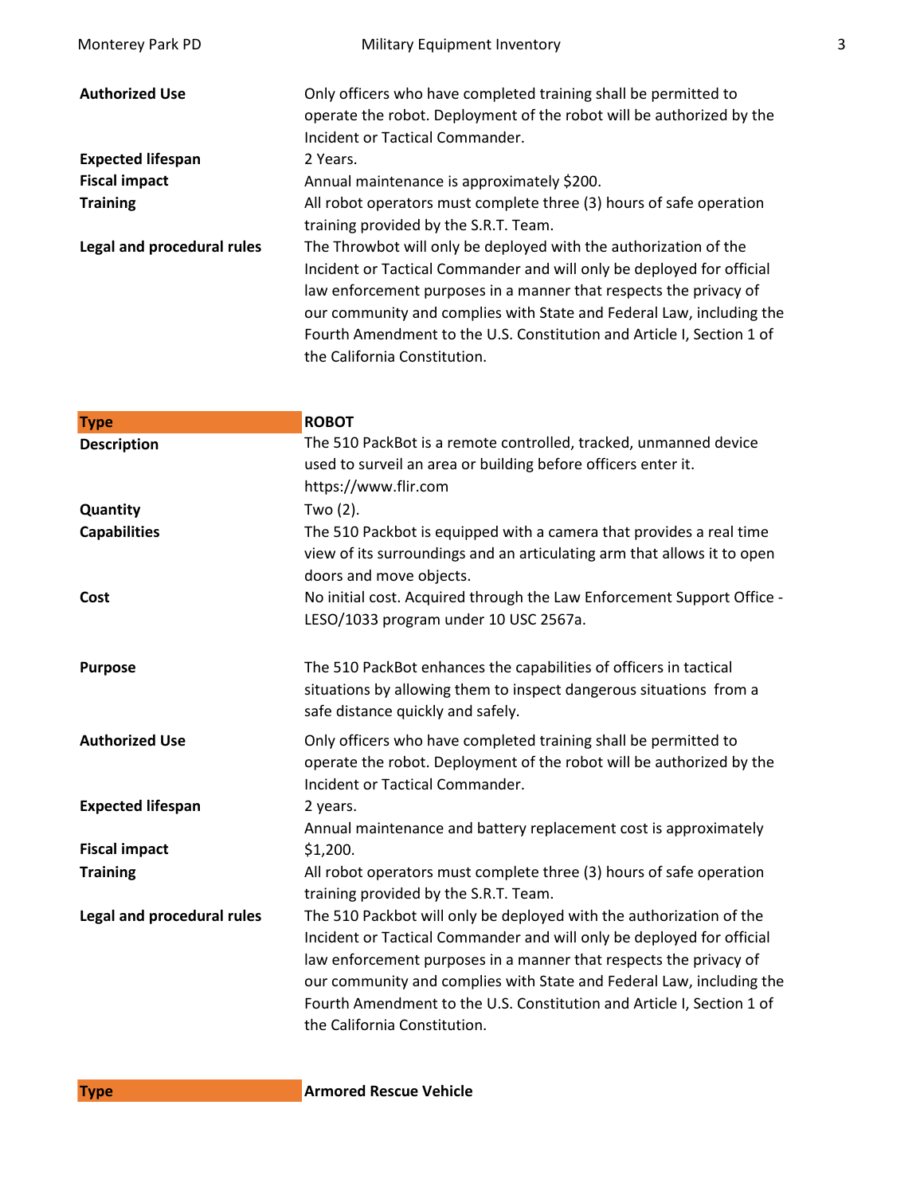| | |
|---|---|
| **Authorized Use** | Only officers who have completed training shall be permitted to operate the robot. Deployment of the robot will be authorized by the Incident or Tactical Commander. |
| **Expected lifespan** | 2 Years. |
| **Fiscal impact** | Annual maintenance is approximately $200. |
| **Training** | All robot operators must complete three (3) hours of safe operation training provided by the S.R.T. Team. |
| **Legal and procedural rules** | The Throwbot will only be deployed with the authorization of the Incident or Tactical Commander and will only be deployed for official law enforcement purposes in a manner that respects the privacy of our community and complies with State and Federal Law, including the Fourth Amendment to the U.S. Constitution and Article I, Section 1 of the California Constitution. |

| **Type** | **ROBOT** |
|---|---|
| **Description** | The 510 PackBot is a remote controlled, tracked, unmanned device used to surveil an area or building before officers enter it. https://www.flir.com |
| **Quantity** | Two (2). |
| **Capabilities** | The 510 Packbot is equipped with a camera that provides a real time view of its surroundings and an articulating arm that allows it to open doors and move objects. |
| **Cost** | No initial cost. Acquired through the Law Enforcement Support Office - LESO/1033 program under 10 USC 2567a. |
| **Purpose** | The 510 PackBot enhances the capabilities of officers in tactical situations by allowing them to inspect dangerous situations from a safe distance quickly and safely. |
| **Authorized Use** | Only officers who have completed training shall be permitted to operate the robot. Deployment of the robot will be authorized by the Incident or Tactical Commander. |
| **Expected lifespan** | 2 years. |
| **Fiscal impact** | Annual maintenance and battery replacement cost is approximately $1,200. |
| **Training** | All robot operators must complete three (3) hours of safe operation training provided by the S.R.T. Team. |
| **Legal and procedural rules** | The 510 Packbot will only be deployed with the authorization of the Incident or Tactical Commander and will only be deployed for official law enforcement purposes in a manner that respects the privacy of our community and complies with State and Federal Law, including the Fourth Amendment to the U.S. Constitution and Article I, Section 1 of the California Constitution. |

| **Type** | **Armored Rescue Vehicle** |
|---|---|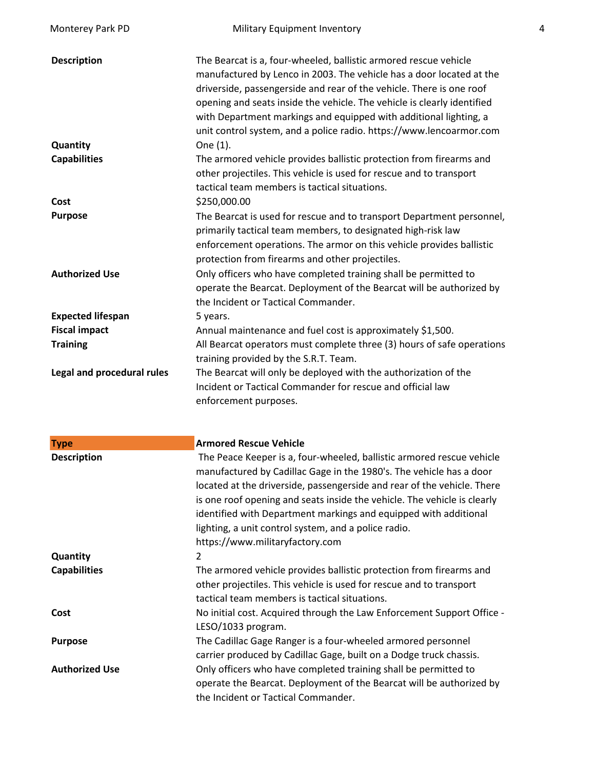| | |
|---|---|
| **Description** | The Bearcat is a, four-wheeled, ballistic armored rescue vehicle manufactured by Lenco in 2003. The vehicle has a door located at the driverside, passengerside and rear of the vehicle. There is one roof opening and seats inside the vehicle. The vehicle is clearly identified with Department markings and equipped with additional lighting, a unit control system, and a police radio. https://www.lencoarmor.com |
| **Quantity** | One (1). |
| **Capabilities** | The armored vehicle provides ballistic protection from firearms and other projectiles. This vehicle is used for rescue and to transport tactical team members is tactical situations. |
| **Cost** | $250,000.00 |
| **Purpose** | The Bearcat is used for rescue and to transport Department personnel, primarily tactical team members, to designated high-risk law enforcement operations. The armor on this vehicle provides ballistic protection from firearms and other projectiles. |
| **Authorized Use** | Only officers who have completed training shall be permitted to operate the Bearcat. Deployment of the Bearcat will be authorized by the Incident or Tactical Commander. |
| **Expected lifespan** | 5 years. |
| **Fiscal impact** | Annual maintenance and fuel cost is approximately $1,500. |
| **Training** | All Bearcat operators must complete three (3) hours of safe operations training provided by the S.R.T. Team. |
| **Legal and procedural rules** | The Bearcat will only be deployed with the authorization of the Incident or Tactical Commander for rescue and official law enforcement purposes. |

| **Type** | **Armored Rescue Vehicle** |
|---|---|
| **Description** | The Peace Keeper is a, four-wheeled, ballistic armored rescue vehicle manufactured by Cadillac Gage in the 1980's. The vehicle has a door located at the driverside, passengerside and rear of the vehicle. There is one roof opening and seats inside the vehicle. The vehicle is clearly identified with Department markings and equipped with additional lighting, a unit control system, and a police radio. https://www.militaryfactory.com |
| **Quantity** | 2 |
| **Capabilities** | The armored vehicle provides ballistic protection from firearms and other projectiles. This vehicle is used for rescue and to transport tactical team members is tactical situations. |
| **Cost** | No initial cost. Acquired through the Law Enforcement Support Office - LESO/1033 program. |
| **Purpose** | The Cadillac Gage Ranger is a four-wheeled armored personnel carrier produced by Cadillac Gage, built on a Dodge truck chassis. |
| **Authorized Use** | Only officers who have completed training shall be permitted to operate the Bearcat. Deployment of the Bearcat will be authorized by the Incident or Tactical Commander. |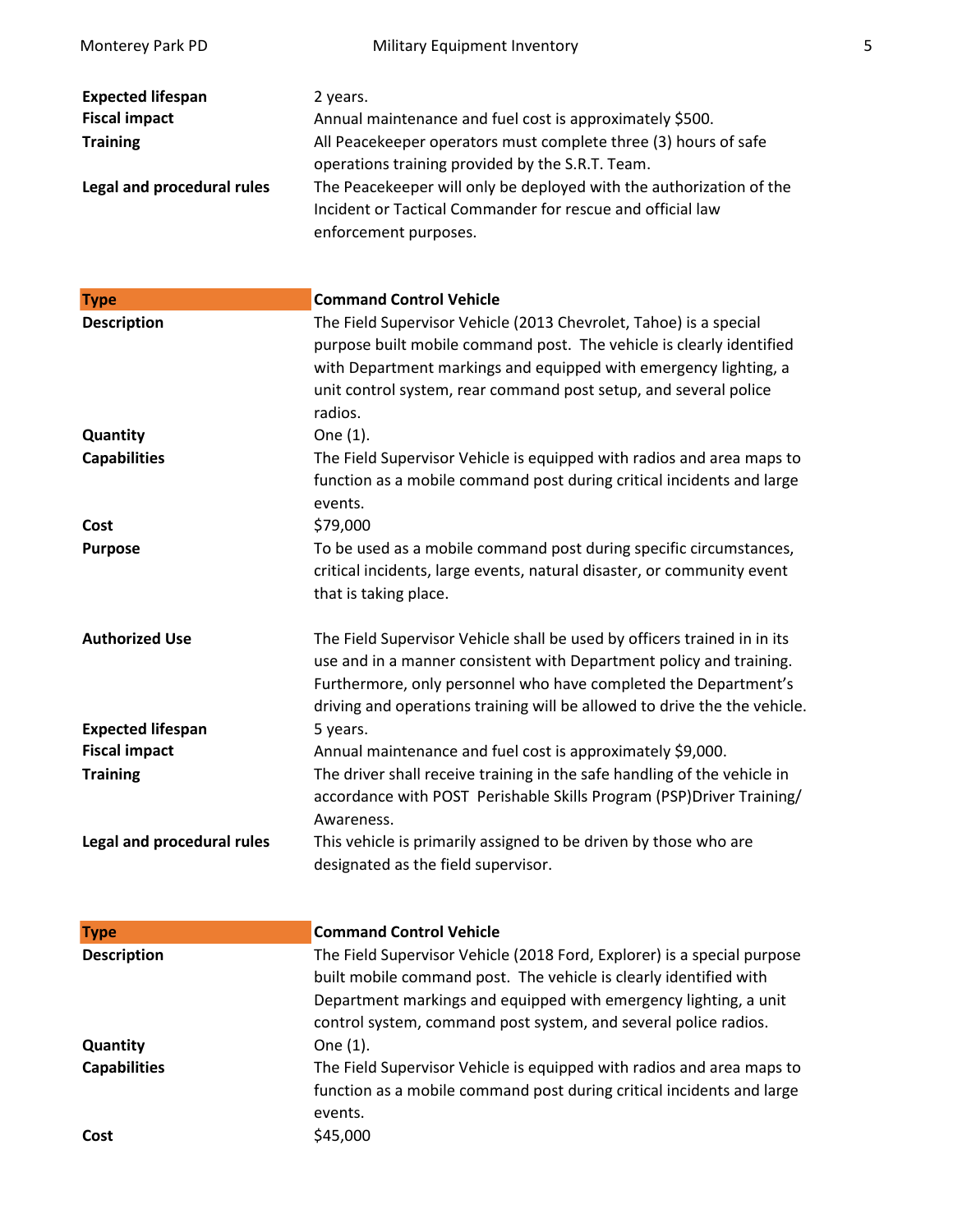| | |
|---|---|
| **Expected lifespan** | 2 years. |
| **Fiscal impact** | Annual maintenance and fuel cost is approximately $500. |
| **Training** | All Peacekeeper operators must complete three (3) hours of safe operations training provided by the S.R.T. Team. |
| **Legal and procedural rules** | The Peacekeeper will only be deployed with the authorization of the Incident or Tactical Commander for rescue and official law enforcement purposes. |

| **Type** | **Command Control Vehicle** |
|---|---|
| **Description** | The Field Supervisor Vehicle (2013 Chevrolet, Tahoe) is a special purpose built mobile command post. The vehicle is clearly identified with Department markings and equipped with emergency lighting, a unit control system, rear command post setup, and several police radios. |
| **Quantity** | One (1). |
| **Capabilities** | The Field Supervisor Vehicle is equipped with radios and area maps to function as a mobile command post during critical incidents and large events. |
| **Cost** | $79,000 |
| **Purpose** | To be used as a mobile command post during specific circumstances, critical incidents, large events, natural disaster, or community event that is taking place. |
| **Authorized Use** | The Field Supervisor Vehicle shall be used by officers trained in in its use and in a manner consistent with Department policy and training. Furthermore, only personnel who have completed the Department's driving and operations training will be allowed to drive the the vehicle. |
| **Expected lifespan** | 5 years. |
| **Fiscal impact** | Annual maintenance and fuel cost is approximately $9,000. |
| **Training** | The driver shall receive training in the safe handling of the vehicle in accordance with POST Perishable Skills Program (PSP)Driver Training/ Awareness. |
| **Legal and procedural rules** | This vehicle is primarily assigned to be driven by those who are designated as the field supervisor. |

| **Type** | **Command Control Vehicle** |
|---|---|
| **Description** | The Field Supervisor Vehicle (2018 Ford, Explorer) is a special purpose built mobile command post. The vehicle is clearly identified with Department markings and equipped with emergency lighting, a unit control system, command post system, and several police radios. |
| **Quantity** | One (1). |
| **Capabilities** | The Field Supervisor Vehicle is equipped with radios and area maps to function as a mobile command post during critical incidents and large events. |
| **Cost** | $45,000 |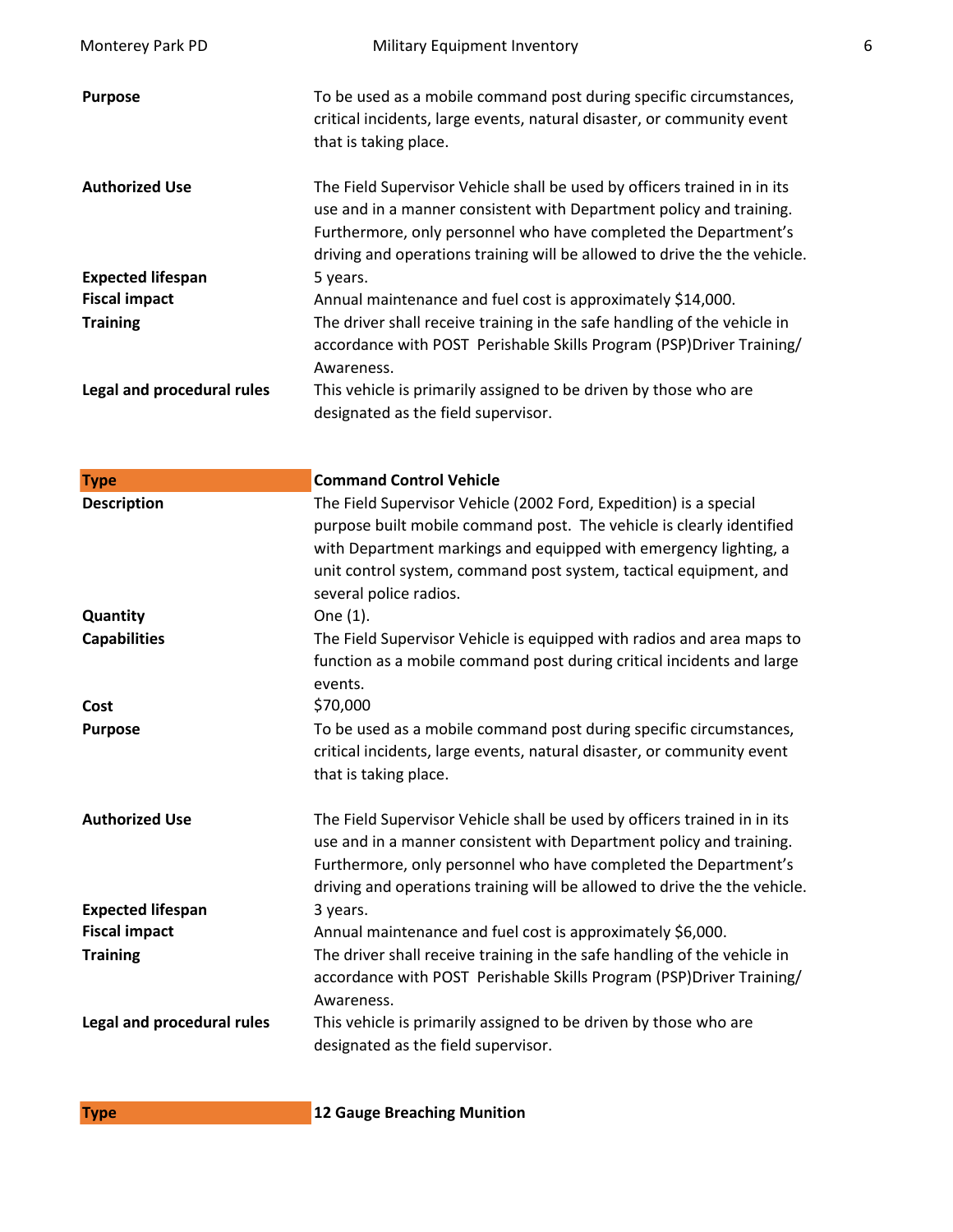| | |
|---|---|
| **Purpose** | To be used as a mobile command post during specific circumstances, critical incidents, large events, natural disaster, or community event that is taking place. |
| **Authorized Use** | The Field Supervisor Vehicle shall be used by officers trained in in its use and in a manner consistent with Department policy and training. Furthermore, only personnel who have completed the Department's driving and operations training will be allowed to drive the the vehicle. |
| **Expected lifespan** | 5 years. |
| **Fiscal impact** | Annual maintenance and fuel cost is approximately $14,000. |
| **Training** | The driver shall receive training in the safe handling of the vehicle in accordance with POST Perishable Skills Program (PSP)Driver Training/ Awareness. |
| **Legal and procedural rules** | This vehicle is primarily assigned to be driven by those who are designated as the field supervisor. |

| **Type** | **Command Control Vehicle** |
|---|---|
| **Description** | The Field Supervisor Vehicle (2002 Ford, Expedition) is a special purpose built mobile command post. The vehicle is clearly identified with Department markings and equipped with emergency lighting, a unit control system, command post system, tactical equipment, and several police radios. |
| **Quantity** | One (1). |
| **Capabilities** | The Field Supervisor Vehicle is equipped with radios and area maps to function as a mobile command post during critical incidents and large events. |
| **Cost** | $70,000 |
| **Purpose** | To be used as a mobile command post during specific circumstances, critical incidents, large events, natural disaster, or community event that is taking place. |
| **Authorized Use** | The Field Supervisor Vehicle shall be used by officers trained in in its use and in a manner consistent with Department policy and training. Furthermore, only personnel who have completed the Department's driving and operations training will be allowed to drive the the vehicle. |
| **Expected lifespan** | 3 years. |
| **Fiscal impact** | Annual maintenance and fuel cost is approximately $6,000. |
| **Training** | The driver shall receive training in the safe handling of the vehicle in accordance with POST Perishable Skills Program (PSP)Driver Training/ Awareness. |
| **Legal and procedural rules** | This vehicle is primarily assigned to be driven by those who are designated as the field supervisor. |

| **Type** | **12 Gauge Breaching Munition** |
|---|---|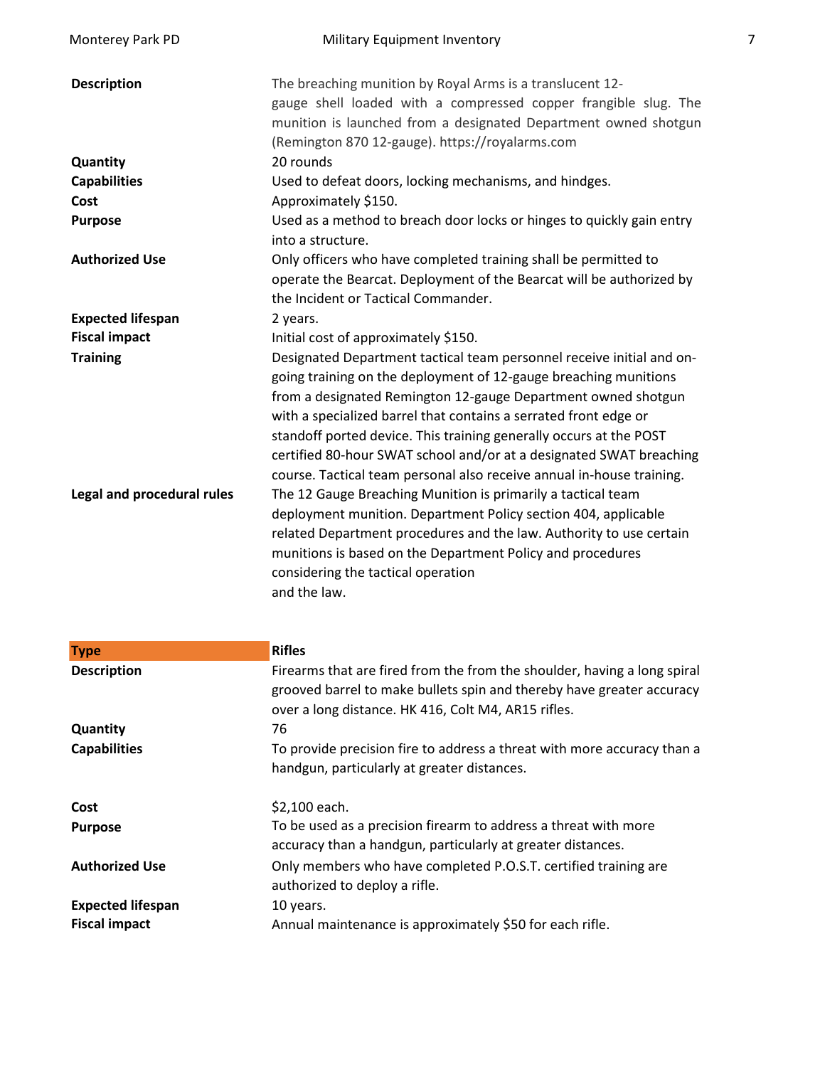| | |
|---|---|
| **Description** | The breaching munition by Royal Arms is a translucent 12-gauge shell loaded with a compressed copper frangible slug. The munition is launched from a designated Department owned shotgun (Remington 870 12-gauge). https://royalarms.com |
| **Quantity** | 20 rounds |
| **Capabilities** | Used to defeat doors, locking mechanisms, and hindges. |
| **Cost** | Approximately $150. |
| **Purpose** | Used as a method to breach door locks or hinges to quickly gain entry into a structure. |
| **Authorized Use** | Only officers who have completed training shall be permitted to operate the Bearcat. Deployment of the Bearcat will be authorized by the Incident or Tactical Commander. |
| **Expected lifespan** | 2 years. |
| **Fiscal impact** | Initial cost of approximately $150. |
| **Training** | Designated Department tactical team personnel receive initial and on-going training on the deployment of 12-gauge breaching munitions from a designated Remington 12-gauge Department owned shotgun with a specialized barrel that contains a serrated front edge or standoff ported device. This training generally occurs at the POST certified 80-hour SWAT school and/or at a designated SWAT breaching course. Tactical team personal also receive annual in-house training. |
| **Legal and procedural rules** | The 12 Gauge Breaching Munition is primarily a tactical team deployment munition. Department Policy section 404, applicable related Department procedures and the law. Authority to use certain munitions is based on the Department Policy and procedures considering the tactical operation and the law. |

| **Type** | **Rifles** |
|---|---|
| **Description** | Firearms that are fired from the from the shoulder, having a long spiral grooved barrel to make bullets spin and thereby have greater accuracy over a long distance. HK 416, Colt M4, AR15 rifles. |
| **Quantity** | 76 |
| **Capabilities** | To provide precision fire to address a threat with more accuracy than a handgun, particularly at greater distances. |
| **Cost** | $2,100 each. |
| **Purpose** | To be used as a precision firearm to address a threat with more accuracy than a handgun, particularly at greater distances. |
| **Authorized Use** | Only members who have completed P.O.S.T. certified training are authorized to deploy a rifle. |
| **Expected lifespan** | 10 years. |
| **Fiscal impact** | Annual maintenance is approximately $50 for each rifle. |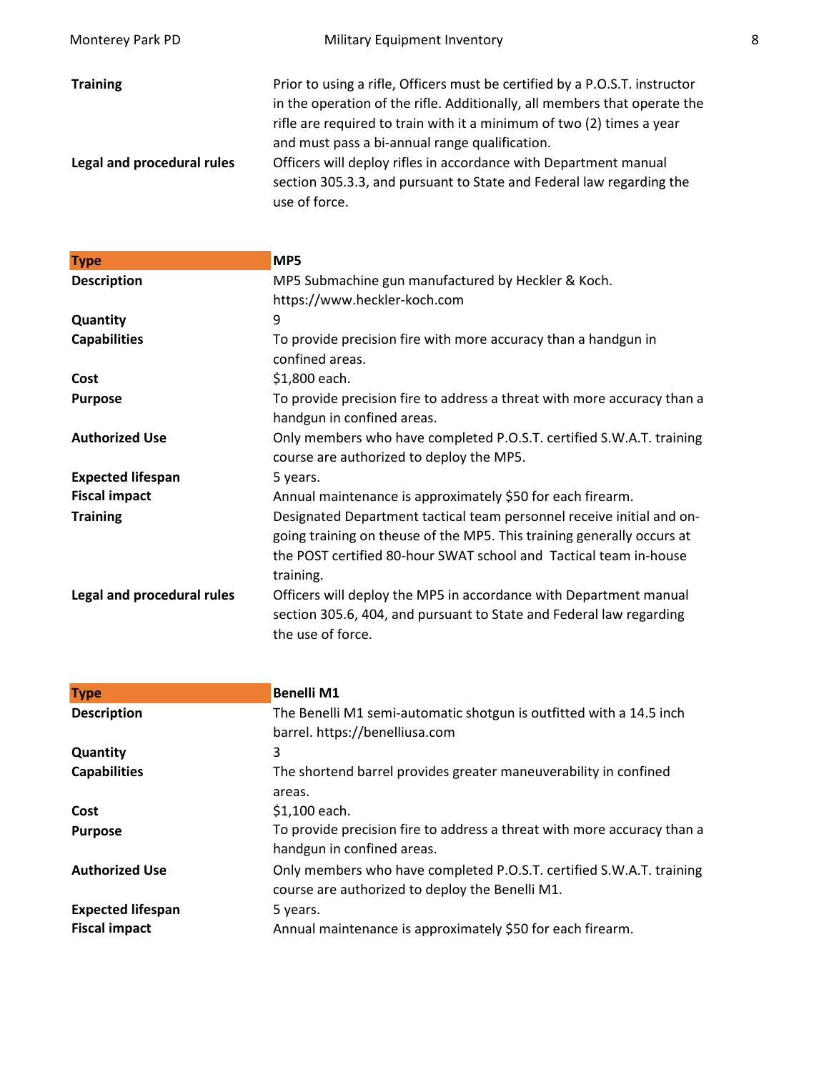| | |
|---|---|
| **Training** | Prior to using a rifle, Officers must be certified by a P.O.S.T. instructor in the operation of the rifle. Additionally, all members that operate the rifle are required to train with it a minimum of two (2) times a year and must pass a bi-annual range qualification. |
| **Legal and procedural rules** | Officers will deploy rifles in accordance with Department manual section 305.3.3, and pursuant to State and Federal law regarding the use of force. |

| **Type** | **MP5** |
|---|---|
| **Description** | MP5 Submachine gun manufactured by Heckler & Koch. https://www.heckler-koch.com |
| **Quantity** | 9 |
| **Capabilities** | To provide precision fire with more accuracy than a handgun in confined areas. |
| **Cost** | $1,800 each. |
| **Purpose** | To provide precision fire to address a threat with more accuracy than a handgun in confined areas. |
| **Authorized Use** | Only members who have completed P.O.S.T. certified S.W.A.T. training course are authorized to deploy the MP5. |
| **Expected lifespan** | 5 years. |
| **Fiscal impact** | Annual maintenance is approximately $50 for each firearm. |
| **Training** | Designated Department tactical team personnel receive initial and on-going training on theuse of the MP5. This training generally occurs at the POST certified 80-hour SWAT school and Tactical team in-house training. |
| **Legal and procedural rules** | Officers will deploy the MP5 in accordance with Department manual section 305.6, 404, and pursuant to State and Federal law regarding the use of force. |

| **Type** | **Benelli M1** |
|---|---|
| **Description** | The Benelli M1 semi-automatic shotgun is outfitted with a 14.5 inch barrel. https://benelliusa.com |
| **Quantity** | 3 |
| **Capabilities** | The shortend barrel provides greater maneuverability in confined areas. |
| **Cost** | $1,100 each. |
| **Purpose** | To provide precision fire to address a threat with more accuracy than a handgun in confined areas. |
| **Authorized Use** | Only members who have completed P.O.S.T. certified S.W.A.T. training course are authorized to deploy the Benelli M1. |
| **Expected lifespan** | 5 years. |
| **Fiscal impact** | Annual maintenance is approximately $50 for each firearm. |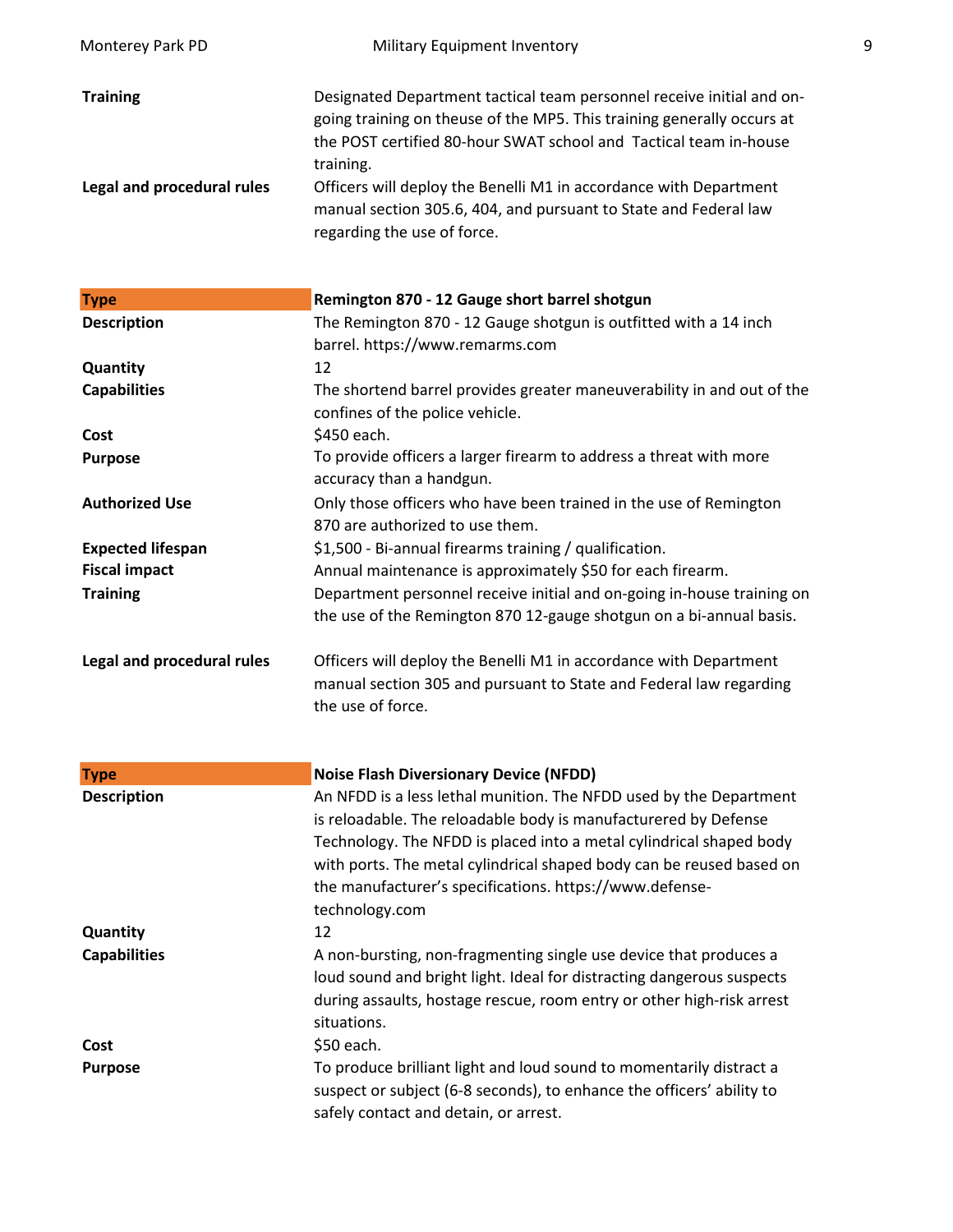| | |
|---|---|
| **Training** | Designated Department tactical team personnel receive initial and on-going training on theuse of the MP5. This training generally occurs at the POST certified 80-hour SWAT school and Tactical team in-house training. |
| **Legal and procedural rules** | Officers will deploy the Benelli M1 in accordance with Department manual section 305.6, 404, and pursuant to State and Federal law regarding the use of force. |

| **Type** | **Remington 870 - 12 Gauge short barrel shotgun** |
|---|---|
| **Description** | The Remington 870 - 12 Gauge shotgun is outfitted with a 14 inch barrel. https://www.remarms.com |
| **Quantity** | 12 |
| **Capabilities** | The shortend barrel provides greater maneuverability in and out of the confines of the police vehicle. |
| **Cost** | $450 each. |
| **Purpose** | To provide officers a larger firearm to address a threat with more accuracy than a handgun. |
| **Authorized Use** | Only those officers who have been trained in the use of Remington 870 are authorized to use them. |
| **Expected lifespan** | $1,500 - Bi-annual firearms training / qualification. |
| **Fiscal impact** | Annual maintenance is approximately $50 for each firearm. |
| **Training** | Department personnel receive initial and on-going in-house training on the use of the Remington 870 12-gauge shotgun on a bi-annual basis. |
| **Legal and procedural rules** | Officers will deploy the Benelli M1 in accordance with Department manual section 305 and pursuant to State and Federal law regarding the use of force. |

| **Type** | **Noise Flash Diversionary Device (NFDD)** |
|---|---|
| **Description** | An NFDD is a less lethal munition. The NFDD used by the Department is reloadable. The reloadable body is manufacturered by Defense Technology. The NFDD is placed into a metal cylindrical shaped body with ports. The metal cylindrical shaped body can be reused based on the manufacturer's specifications. https://www.defense-technology.com |
| **Quantity** | 12 |
| **Capabilities** | A non-bursting, non-fragmenting single use device that produces a loud sound and bright light. Ideal for distracting dangerous suspects during assaults, hostage rescue, room entry or other high-risk arrest situations. |
| **Cost** | $50 each. |
| **Purpose** | To produce brilliant light and loud sound to momentarily distract a suspect or subject (6-8 seconds), to enhance the officers' ability to safely contact and detain, or arrest. |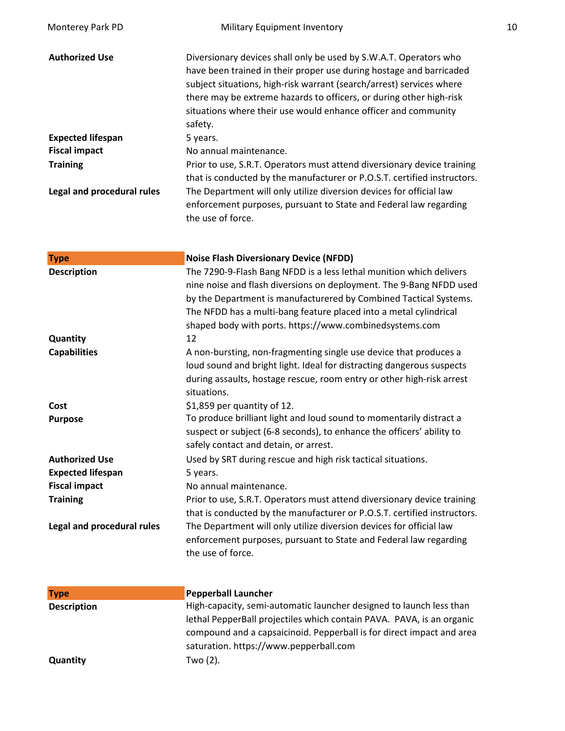| | |
|---|---|
| **Authorized Use** | Diversionary devices shall only be used by S.W.A.T. Operators who have been trained in their proper use during hostage and barricaded subject situations, high-risk warrant (search/arrest) services where there may be extreme hazards to officers, or during other high-risk situations where their use would enhance officer and community safety. |
| **Expected lifespan** | 5 years. |
| **Fiscal impact** | No annual maintenance. |
| **Training** | Prior to use, S.R.T. Operators must attend diversionary device training that is conducted by the manufacturer or P.O.S.T. certified instructors. |
| **Legal and procedural rules** | The Department will only utilize diversion devices for official law enforcement purposes, pursuant to State and Federal law regarding the use of force. |

| **Type** | **Noise Flash Diversionary Device (NFDD)** |
|---|---|
| **Description** | The 7290-9-Flash Bang NFDD is a less lethal munition which delivers nine noise and flash diversions on deployment. The 9-Bang NFDD used by the Department is manufacturered by Combined Tactical Systems. The NFDD has a multi-bang feature placed into a metal cylindrical shaped body with ports. https://www.combinedsystems.com |
| **Quantity** | 12 |
| **Capabilities** | A non-bursting, non-fragmenting single use device that produces a loud sound and bright light. Ideal for distracting dangerous suspects during assaults, hostage rescue, room entry or other high-risk arrest situations. |
| **Cost** | $1,859 per quantity of 12. |
| **Purpose** | To produce brilliant light and loud sound to momentarily distract a suspect or subject (6-8 seconds), to enhance the officers' ability to safely contact and detain, or arrest. |
| **Authorized Use** | Used by SRT during rescue and high risk tactical situations. |
| **Expected lifespan** | 5 years. |
| **Fiscal impact** | No annual maintenance. |
| **Training** | Prior to use, S.R.T. Operators must attend diversionary device training that is conducted by the manufacturer or P.O.S.T. certified instructors. |
| **Legal and procedural rules** | The Department will only utilize diversion devices for official law enforcement purposes, pursuant to State and Federal law regarding the use of force. |

| **Type** | **Pepperball Launcher** |
|---|---|
| **Description** | High-capacity, semi-automatic launcher designed to launch less than lethal PepperBall projectiles which contain PAVA. PAVA, is an organic compound and a capsaicinoid. Pepperball is for direct impact and area saturation. https://www.pepperball.com |
| **Quantity** | Two (2). |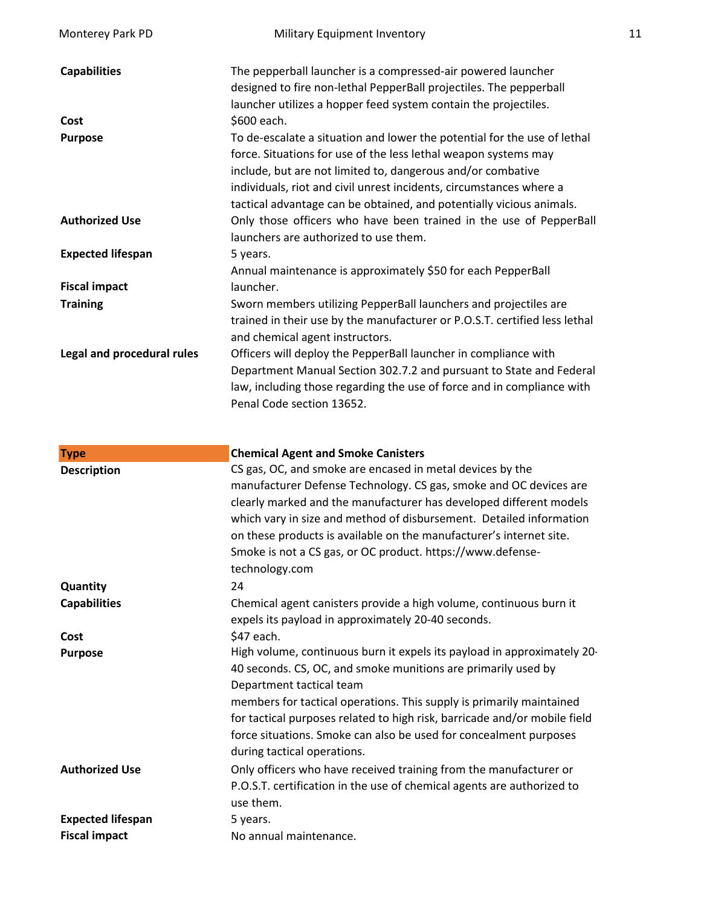| | |
|---|---|
| **Capabilities** | The pepperball launcher is a compressed-air powered launcher designed to fire non-lethal PepperBall projectiles. The pepperball launcher utilizes a hopper feed system contain the projectiles. |
| **Cost** | $600 each. |
| **Purpose** | To de-escalate a situation and lower the potential for the use of lethal force. Situations for use of the less lethal weapon systems may include, but are not limited to, dangerous and/or combative individuals, riot and civil unrest incidents, circumstances where a tactical advantage can be obtained, and potentially vicious animals. |
| **Authorized Use** | Only those officers who have been trained in the use of PepperBall launchers are authorized to use them. |
| **Expected lifespan** | 5 years. |
| **Fiscal impact** | Annual maintenance is approximately $50 for each PepperBall launcher. |
| **Training** | Sworn members utilizing PepperBall launchers and projectiles are trained in their use by the manufacturer or P.O.S.T. certified less lethal and chemical agent instructors. |
| **Legal and procedural rules** | Officers will deploy the PepperBall launcher in compliance with Department Manual Section 302.7.2 and pursuant to State and Federal law, including those regarding the use of force and in compliance with Penal Code section 13652. |

| **Type** | **Chemical Agent and Smoke Canisters** |
|---|---|
| **Description** | CS gas, OC, and smoke are encased in metal devices by the manufacturer Defense Technology. CS gas, smoke and OC devices are clearly marked and the manufacturer has developed different models which vary in size and method of disbursement. Detailed information on these products is available on the manufacturer's internet site. Smoke is not a CS gas, or OC product. https://www.defense-technology.com |
| **Quantity** | 24 |
| **Capabilities** | Chemical agent canisters provide a high volume, continuous burn it expels its payload in approximately 20-40 seconds. |
| **Cost** | $47 each. |
| **Purpose** | High volume, continuous burn it expels its payload in approximately 20-40 seconds. CS, OC, and smoke munitions are primarily used by Department tactical team members for tactical operations. This supply is primarily maintained for tactical purposes related to high risk, barricade and/or mobile field force situations. Smoke can also be used for concealment purposes during tactical operations. |
| **Authorized Use** | Only officers who have received training from the manufacturer or P.O.S.T. certification in the use of chemical agents are authorized to use them. |
| **Expected lifespan** | 5 years. |
| **Fiscal impact** | No annual maintenance. |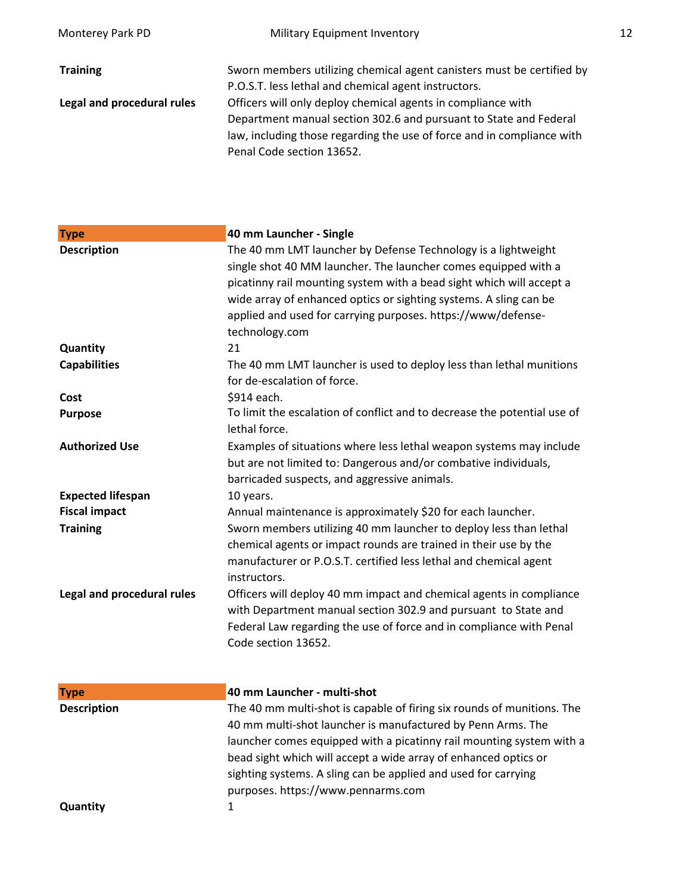| | |
|---|---|
| **Training** | Sworn members utilizing chemical agent canisters must be certified by P.O.S.T. less lethal and chemical agent instructors. |
| **Legal and procedural rules** | Officers will only deploy chemical agents in compliance with Department manual section 302.6 and pursuant to State and Federal law, including those regarding the use of force and in compliance with Penal Code section 13652. |

| **Type** | **40 mm Launcher - Single** |
|---|---|
| **Description** | The 40 mm LMT launcher by Defense Technology is a lightweight single shot 40 MM launcher. The launcher comes equipped with a picatinny rail mounting system with a bead sight which will accept a wide array of enhanced optics or sighting systems. A sling can be applied and used for carrying purposes. https://www/defense-technology.com |
| **Quantity** | 21 |
| **Capabilities** | The 40 mm LMT launcher is used to deploy less than lethal munitions for de-escalation of force. |
| **Cost** | $914 each. |
| **Purpose** | To limit the escalation of conflict and to decrease the potential use of lethal force. |
| **Authorized Use** | Examples of situations where less lethal weapon systems may include but are not limited to: Dangerous and/or combative individuals, barricaded suspects, and aggressive animals. |
| **Expected lifespan** | 10 years. |
| **Fiscal impact** | Annual maintenance is approximately $20 for each launcher. |
| **Training** | Sworn members utilizing 40 mm launcher to deploy less than lethal chemical agents or impact rounds are trained in their use by the manufacturer or P.O.S.T. certified less lethal and chemical agent instructors. |
| **Legal and procedural rules** | Officers will deploy 40 mm impact and chemical agents in compliance with Department manual section 302.9 and pursuant to State and Federal Law regarding the use of force and in compliance with Penal Code section 13652. |

| **Type** | **40 mm Launcher - multi-shot** |
|---|---|
| **Description** | The 40 mm multi-shot is capable of firing six rounds of munitions. The 40 mm multi-shot launcher is manufactured by Penn Arms. The launcher comes equipped with a picatinny rail mounting system with a bead sight which will accept a wide array of enhanced optics or sighting systems. A sling can be applied and used for carrying purposes. https://www.pennarms.com |
| **Quantity** | 1 |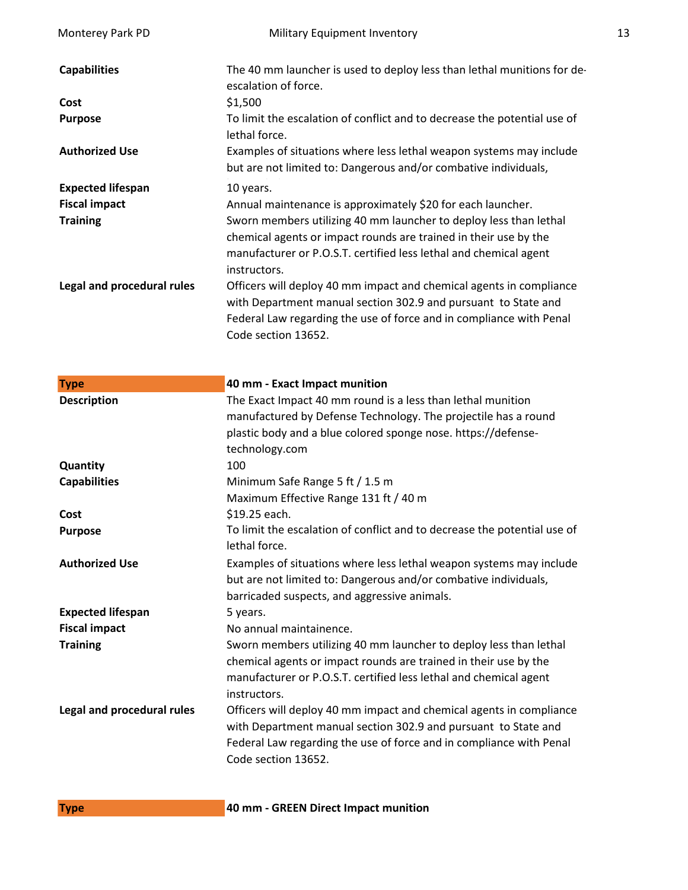| | |
|---|---|
| **Capabilities** | The 40 mm launcher is used to deploy less than lethal munitions for de-escalation of force. |
| **Cost** | $1,500 |
| **Purpose** | To limit the escalation of conflict and to decrease the potential use of lethal force. |
| **Authorized Use** | Examples of situations where less lethal weapon systems may include but are not limited to: Dangerous and/or combative individuals, |
| **Expected lifespan** | 10 years. |
| **Fiscal impact** | Annual maintenance is approximately $20 for each launcher. |
| **Training** | Sworn members utilizing 40 mm launcher to deploy less than lethal chemical agents or impact rounds are trained in their use by the manufacturer or P.O.S.T. certified less lethal and chemical agent instructors. |
| **Legal and procedural rules** | Officers will deploy 40 mm impact and chemical agents in compliance with Department manual section 302.9 and pursuant to State and Federal Law regarding the use of force and in compliance with Penal Code section 13652. |

| **Type** | **40 mm - Exact Impact munition** |
|---|---|
| **Description** | The Exact Impact 40 mm round is a less than lethal munition manufactured by Defense Technology. The projectile has a round plastic body and a blue colored sponge nose. https://defense-technology.com |
| **Quantity** | 100 |
| **Capabilities** | Minimum Safe Range 5 ft / 1.5 m<br>Maximum Effective Range 131 ft / 40 m |
| **Cost** | $19.25 each. |
| **Purpose** | To limit the escalation of conflict and to decrease the potential use of lethal force. |
| **Authorized Use** | Examples of situations where less lethal weapon systems may include but are not limited to: Dangerous and/or combative individuals, barricaded suspects, and aggressive animals. |
| **Expected lifespan** | 5 years. |
| **Fiscal impact** | No annual maintainence. |
| **Training** | Sworn members utilizing 40 mm launcher to deploy less than lethal chemical agents or impact rounds are trained in their use by the manufacturer or P.O.S.T. certified less lethal and chemical agent instructors. |
| **Legal and procedural rules** | Officers will deploy 40 mm impact and chemical agents in compliance with Department manual section 302.9 and pursuant to State and Federal Law regarding the use of force and in compliance with Penal Code section 13652. |

| **Type** | **40 mm - GREEN Direct Impact munition** |
|---|---|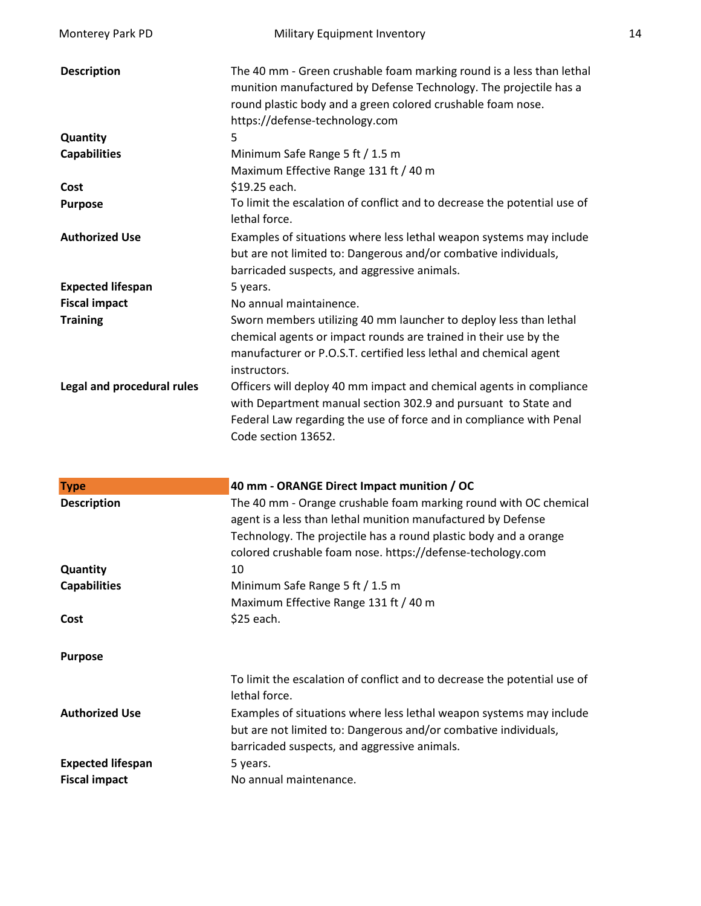| | |
|---|---|
| **Description** | The 40 mm - Green crushable foam marking round is a less than lethal munition manufactured by Defense Technology. The projectile has a round plastic body and a green colored crushable foam nose. https://defense-technology.com |
| **Quantity** | 5 |
| **Capabilities** | Minimum Safe Range 5 ft / 1.5 m<br>Maximum Effective Range 131 ft / 40 m |
| **Cost** | $19.25 each. |
| **Purpose** | To limit the escalation of conflict and to decrease the potential use of lethal force. |
| **Authorized Use** | Examples of situations where less lethal weapon systems may include but are not limited to: Dangerous and/or combative individuals, barricaded suspects, and aggressive animals. |
| **Expected lifespan** | 5 years. |
| **Fiscal impact** | No annual maintainence. |
| **Training** | Sworn members utilizing 40 mm launcher to deploy less than lethal chemical agents or impact rounds are trained in their use by the manufacturer or P.O.S.T. certified less lethal and chemical agent instructors. |
| **Legal and procedural rules** | Officers will deploy 40 mm impact and chemical agents in compliance with Department manual section 302.9 and pursuant to State and Federal Law regarding the use of force and in compliance with Penal Code section 13652. |

| **Type** | **40 mm - ORANGE Direct Impact munition / OC** |
|---|---|
| **Description** | The 40 mm - Orange crushable foam marking round with OC chemical agent is a less than lethal munition manufactured by Defense Technology. The projectile has a round plastic body and a orange colored crushable foam nose. https://defense-techology.com |
| **Quantity** | 10 |
| **Capabilities** | Minimum Safe Range 5 ft / 1.5 m<br>Maximum Effective Range 131 ft / 40 m |
| **Cost** | $25 each. |
| **Purpose** | To limit the escalation of conflict and to decrease the potential use of lethal force. |
| **Authorized Use** | Examples of situations where less lethal weapon systems may include but are not limited to: Dangerous and/or combative individuals, barricaded suspects, and aggressive animals. |
| **Expected lifespan** | 5 years. |
| **Fiscal impact** | No annual maintenance. |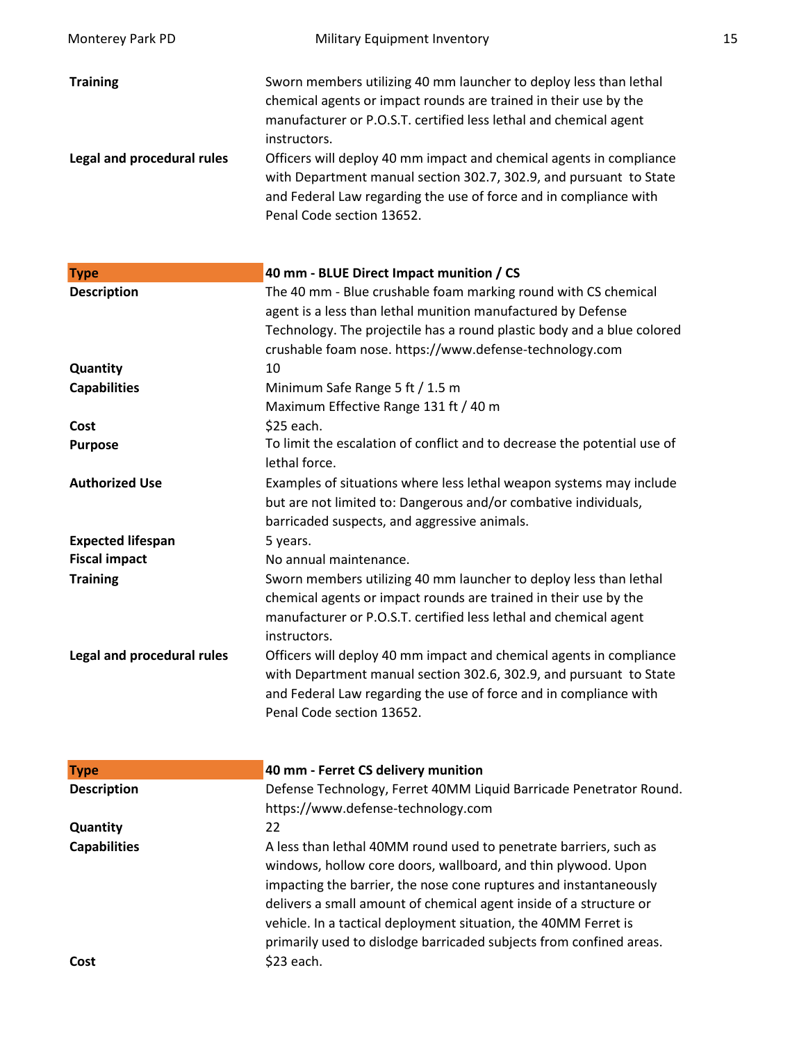| | |
|---|---|
| **Training** | Sworn members utilizing 40 mm launcher to deploy less than lethal chemical agents or impact rounds are trained in their use by the manufacturer or P.O.S.T. certified less lethal and chemical agent instructors. |
| **Legal and procedural rules** | Officers will deploy 40 mm impact and chemical agents in compliance with Department manual section 302.7, 302.9, and pursuant to State and Federal Law regarding the use of force and in compliance with Penal Code section 13652. |

| **Type** | **40 mm - BLUE Direct Impact munition / CS** |
|---|---|
| **Description** | The 40 mm - Blue crushable foam marking round with CS chemical agent is a less than lethal munition manufactured by Defense Technology. The projectile has a round plastic body and a blue colored crushable foam nose. https://www.defense-technology.com |
| **Quantity** | 10 |
| **Capabilities** | Minimum Safe Range 5 ft / 1.5 m<br>Maximum Effective Range 131 ft / 40 m |
| **Cost** | $25 each. |
| **Purpose** | To limit the escalation of conflict and to decrease the potential use of lethal force. |
| **Authorized Use** | Examples of situations where less lethal weapon systems may include but are not limited to: Dangerous and/or combative individuals, barricaded suspects, and aggressive animals. |
| **Expected lifespan** | 5 years. |
| **Fiscal impact** | No annual maintenance. |
| **Training** | Sworn members utilizing 40 mm launcher to deploy less than lethal chemical agents or impact rounds are trained in their use by the manufacturer or P.O.S.T. certified less lethal and chemical agent instructors. |
| **Legal and procedural rules** | Officers will deploy 40 mm impact and chemical agents in compliance with Department manual section 302.6, 302.9, and pursuant to State and Federal Law regarding the use of force and in compliance with Penal Code section 13652. |

| **Type** | **40 mm - Ferret CS delivery munition** |
|---|---|
| **Description** | Defense Technology, Ferret 40MM Liquid Barricade Penetrator Round. https://www.defense-technology.com |
| **Quantity** | 22 |
| **Capabilities** | A less than lethal 40MM round used to penetrate barriers, such as windows, hollow core doors, wallboard, and thin plywood. Upon impacting the barrier, the nose cone ruptures and instantaneously delivers a small amount of chemical agent inside of a structure or vehicle. In a tactical deployment situation, the 40MM Ferret is primarily used to dislodge barricaded subjects from confined areas. |
| **Cost** | $23 each. |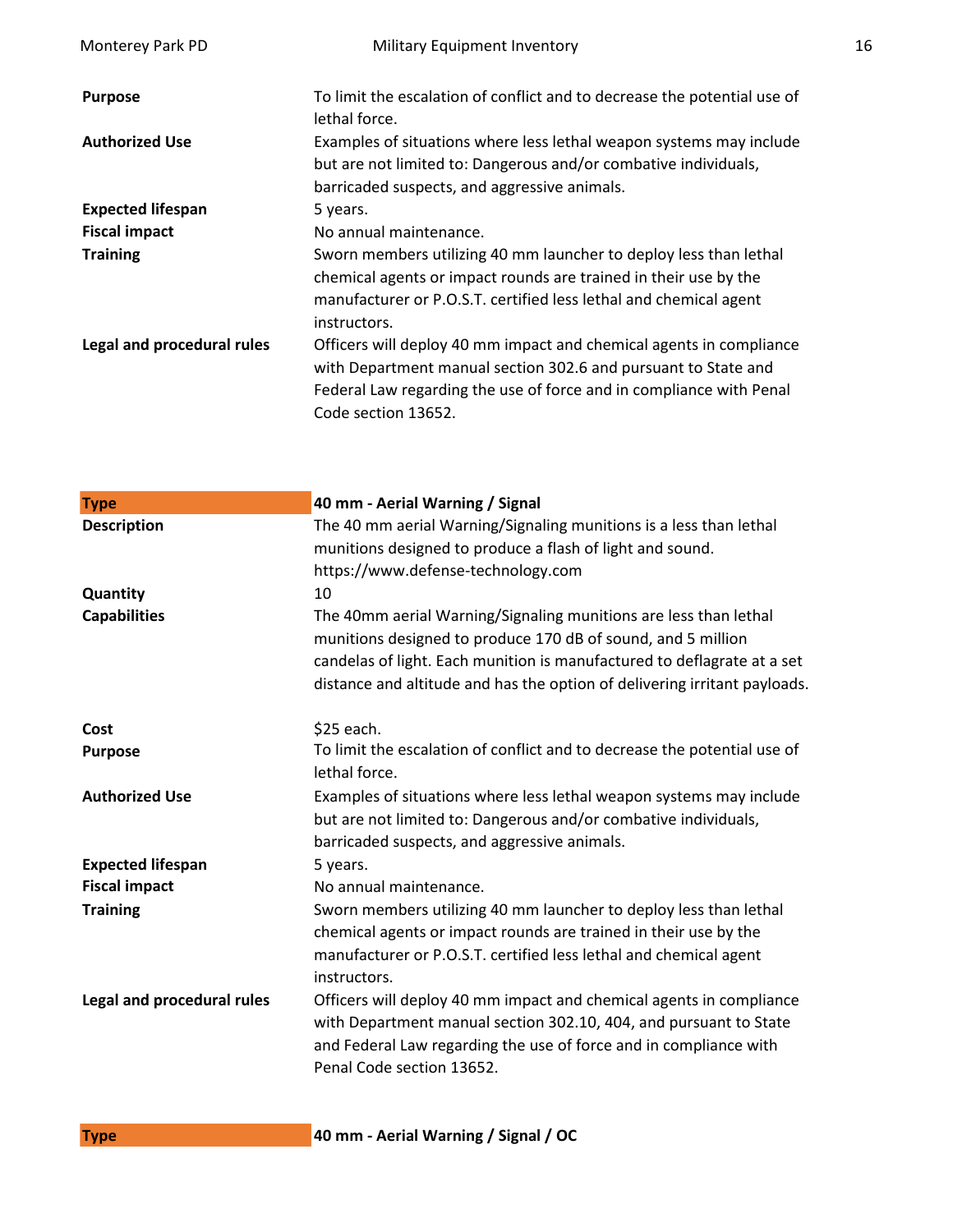| | |
|---|---|
| **Purpose** | To limit the escalation of conflict and to decrease the potential use of lethal force. |
| **Authorized Use** | Examples of situations where less lethal weapon systems may include but are not limited to: Dangerous and/or combative individuals, barricaded suspects, and aggressive animals. |
| **Expected lifespan** | 5 years. |
| **Fiscal impact** | No annual maintenance. |
| **Training** | Sworn members utilizing 40 mm launcher to deploy less than lethal chemical agents or impact rounds are trained in their use by the manufacturer or P.O.S.T. certified less lethal and chemical agent instructors. |
| **Legal and procedural rules** | Officers will deploy 40 mm impact and chemical agents in compliance with Department manual section 302.6 and pursuant to State and Federal Law regarding the use of force and in compliance with Penal Code section 13652. |

| **Type** | **40 mm - Aerial Warning / Signal** |
|---|---|
| **Description** | The 40 mm aerial Warning/Signaling munitions is a less than lethal munitions designed to produce a flash of light and sound. https://www.defense-technology.com |
| **Quantity** | 10 |
| **Capabilities** | The 40mm aerial Warning/Signaling munitions are less than lethal munitions designed to produce 170 dB of sound, and 5 million candelas of light. Each munition is manufactured to deflagrate at a set distance and altitude and has the option of delivering irritant payloads. |
| **Cost** | $25 each. |
| **Purpose** | To limit the escalation of conflict and to decrease the potential use of lethal force. |
| **Authorized Use** | Examples of situations where less lethal weapon systems may include but are not limited to: Dangerous and/or combative individuals, barricaded suspects, and aggressive animals. |
| **Expected lifespan** | 5 years. |
| **Fiscal impact** | No annual maintenance. |
| **Training** | Sworn members utilizing 40 mm launcher to deploy less than lethal chemical agents or impact rounds are trained in their use by the manufacturer or P.O.S.T. certified less lethal and chemical agent instructors. |
| **Legal and procedural rules** | Officers will deploy 40 mm impact and chemical agents in compliance with Department manual section 302.10, 404, and pursuant to State and Federal Law regarding the use of force and in compliance with Penal Code section 13652. |

| **Type** | **40 mm - Aerial Warning / Signal / OC** |
|---|---|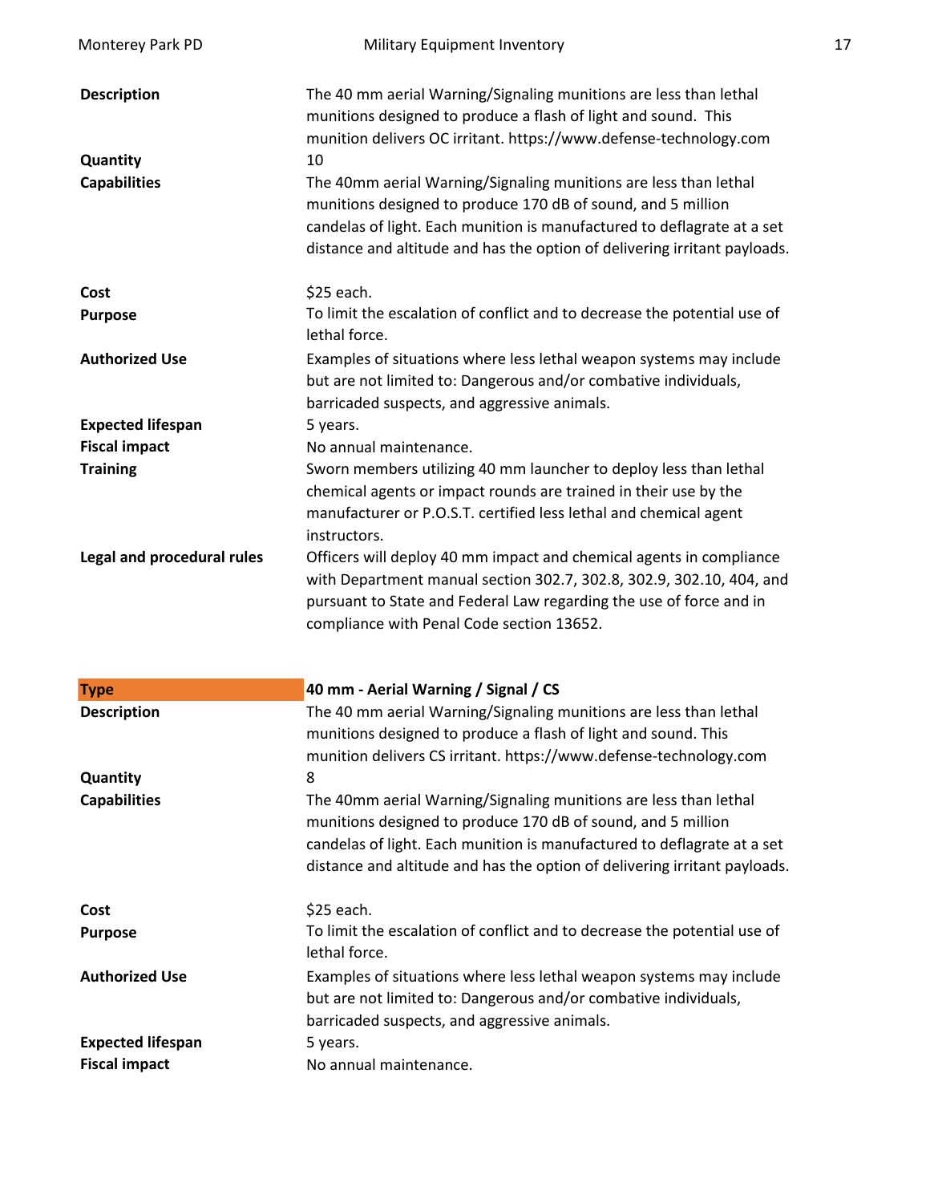| | |
|---|---|
| **Description** | The 40 mm aerial Warning/Signaling munitions are less than lethal munitions designed to produce a flash of light and sound. This munition delivers OC irritant. https://www.defense-technology.com |
| **Quantity** | 10 |
| **Capabilities** | The 40mm aerial Warning/Signaling munitions are less than lethal munitions designed to produce 170 dB of sound, and 5 million candelas of light. Each munition is manufactured to deflagrate at a set distance and altitude and has the option of delivering irritant payloads. |
| **Cost** | $25 each. |
| **Purpose** | To limit the escalation of conflict and to decrease the potential use of lethal force. |
| **Authorized Use** | Examples of situations where less lethal weapon systems may include but are not limited to: Dangerous and/or combative individuals, barricaded suspects, and aggressive animals. |
| **Expected lifespan** | 5 years. |
| **Fiscal impact** | No annual maintenance. |
| **Training** | Sworn members utilizing 40 mm launcher to deploy less than lethal chemical agents or impact rounds are trained in their use by the manufacturer or P.O.S.T. certified less lethal and chemical agent instructors. |
| **Legal and procedural rules** | Officers will deploy 40 mm impact and chemical agents in compliance with Department manual section 302.7, 302.8, 302.9, 302.10, 404, and pursuant to State and Federal Law regarding the use of force and in compliance with Penal Code section 13652. |

| **Type** | **40 mm - Aerial Warning / Signal / CS** |
|---|---|
| **Description** | The 40 mm aerial Warning/Signaling munitions are less than lethal munitions designed to produce a flash of light and sound. This munition delivers CS irritant. https://www.defense-technology.com |
| **Quantity** | 8 |
| **Capabilities** | The 40mm aerial Warning/Signaling munitions are less than lethal munitions designed to produce 170 dB of sound, and 5 million candelas of light. Each munition is manufactured to deflagrate at a set distance and altitude and has the option of delivering irritant payloads. |
| **Cost** | $25 each. |
| **Purpose** | To limit the escalation of conflict and to decrease the potential use of lethal force. |
| **Authorized Use** | Examples of situations where less lethal weapon systems may include but are not limited to: Dangerous and/or combative individuals, barricaded suspects, and aggressive animals. |
| **Expected lifespan** | 5 years. |
| **Fiscal impact** | No annual maintenance. |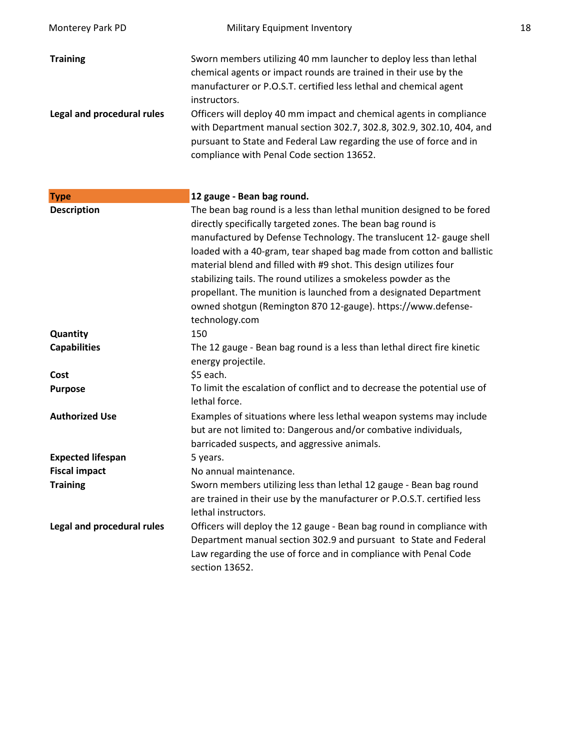| | |
|---|---|
| **Training** | Sworn members utilizing 40 mm launcher to deploy less than lethal chemical agents or impact rounds are trained in their use by the manufacturer or P.O.S.T. certified less lethal and chemical agent instructors. |
| **Legal and procedural rules** | Officers will deploy 40 mm impact and chemical agents in compliance with Department manual section 302.7, 302.8, 302.9, 302.10, 404, and pursuant to State and Federal Law regarding the use of force and in compliance with Penal Code section 13652. |

| **Type** | **12 gauge - Bean bag round.** |
|---|---|
| **Description** | The bean bag round is a less than lethal munition designed to be fored directly specifically targeted zones. The bean bag round is manufactured by Defense Technology. The translucent 12- gauge shell loaded with a 40-gram, tear shaped bag made from cotton and ballistic material blend and filled with #9 shot. This design utilizes four stabilizing tails. The round utilizes a smokeless powder as the propellant. The munition is launched from a designated Department owned shotgun (Remington 870 12-gauge). https://www.defense-technology.com |
| **Quantity** | 150 |
| **Capabilities** | The 12 gauge - Bean bag round is a less than lethal direct fire kinetic energy projectile. |
| **Cost** | $5 each. |
| **Purpose** | To limit the escalation of conflict and to decrease the potential use of lethal force. |
| **Authorized Use** | Examples of situations where less lethal weapon systems may include but are not limited to: Dangerous and/or combative individuals, barricaded suspects, and aggressive animals. |
| **Expected lifespan** | 5 years. |
| **Fiscal impact** | No annual maintenance. |
| **Training** | Sworn members utilizing less than lethal 12 gauge - Bean bag round are trained in their use by the manufacturer or P.O.S.T. certified less lethal instructors. |
| **Legal and procedural rules** | Officers will deploy the 12 gauge - Bean bag round in compliance with Department manual section 302.9 and pursuant to State and Federal Law regarding the use of force and in compliance with Penal Code section 13652. |